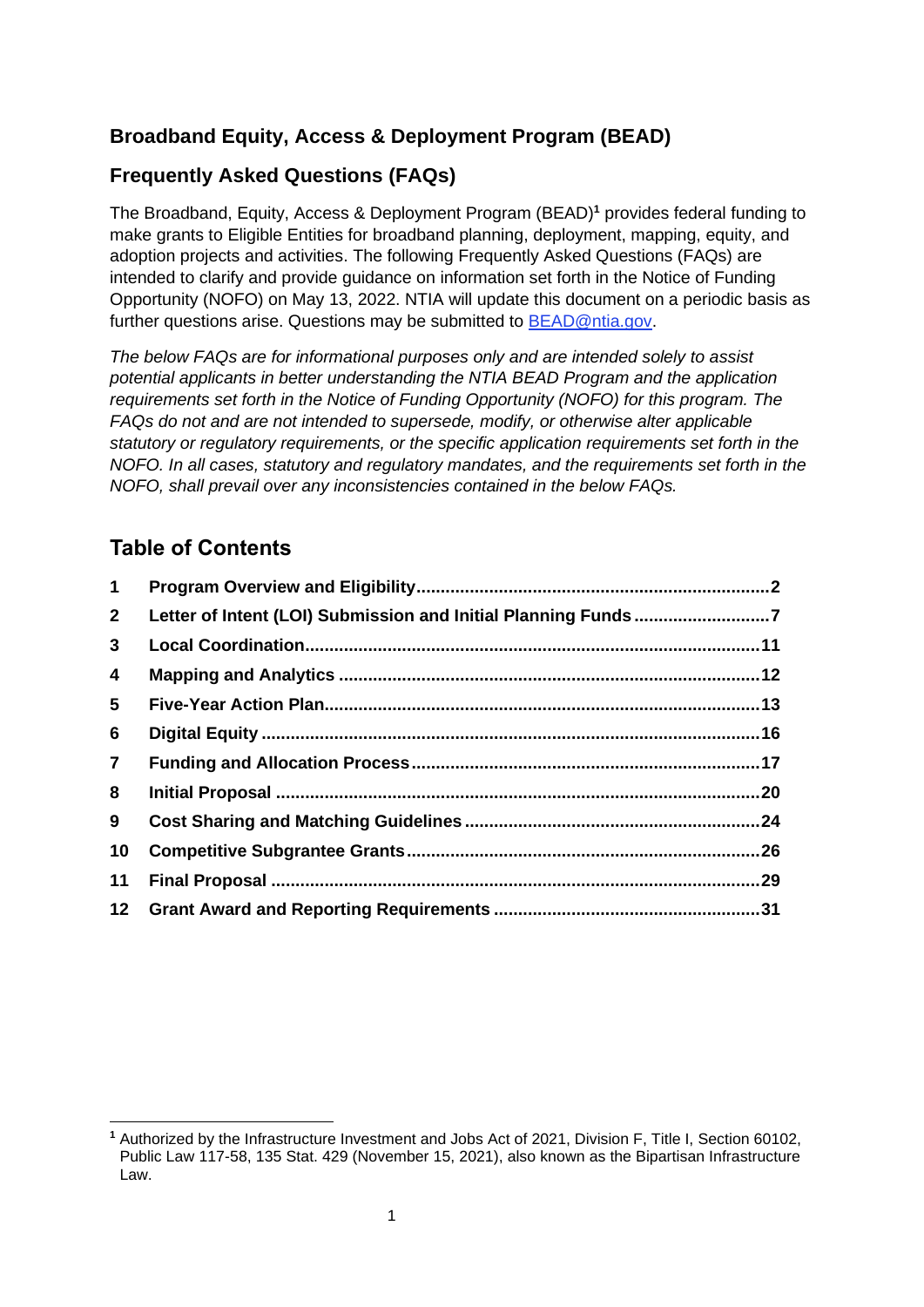# Broadband Equity, Access & Deployment Program (BEAD)

## Frequently Asked Questions (FAQs)

The Broadband, Equity, Access & Deployment Program (BEAD)[1] provides federal funding to make grants to Eligible Entities for broadband planning, deployment, mapping, equity, and adoption projects and activities. The following Frequently Asked Questions (FAQs) are intended to clarify and provide guidance on information set forth in the Notice of Funding Opportunity (NOFO) on May 13, 2022. NTIA will update this document on a periodic basis as further questions arise. Questions may be submitted to BEAD@ntia.gov.

*The below FAQs are for informational purposes only and are intended solely to assist potential applicants in better understanding the NTIA BEAD Program and the application requirements set forth in the Notice of Funding Opportunity (NOFO) for this program. The FAQs do not and are not intended to supersede, modify, or otherwise alter applicable statutory or regulatory requirements, or the specific application requirements set forth in the NOFO. In all cases, statutory and regulatory mandates, and the requirements set forth in the NOFO, shall prevail over any inconsistencies contained in the below FAQs.*

## Table of Contents

1. **Program Overview and Eligibility** ........ 2
2. **Letter of Intent (LOI) Submission and Initial Planning Funds** ........ 7
3. **Local Coordination** ........ 11
4. **Mapping and Analytics** ........ 12
5. **Five-Year Action Plan** ........ 13
6. **Digital Equity** ........ 16
7. **Funding and Allocation Process** ........ 17
8. **Initial Proposal** ........ 20
9. **Cost Sharing and Matching Guidelines** ........ 24
10. **Competitive Subgrantee Grants** ........ 26
11. **Final Proposal** ........ 29
12. **Grant Award and Reporting Requirements** ........ 31

---

[1] Authorized by the Infrastructure Investment and Jobs Act of 2021, Division F, Title I, Section 60102, Public Law 117-58, 135 Stat. 429 (November 15, 2021), also known as the Bipartisan Infrastructure Law.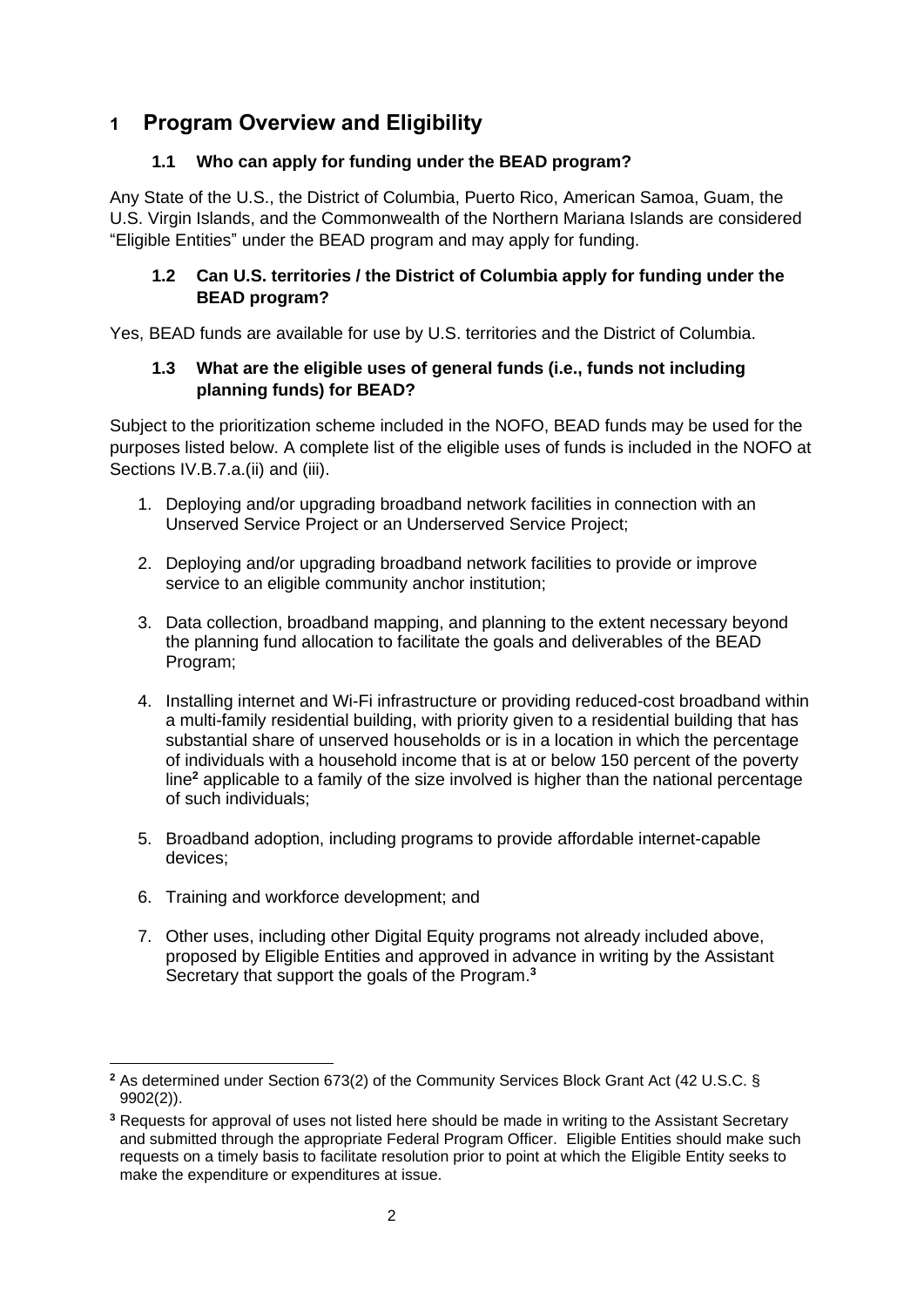# 1 Program Overview and Eligibility

## 1.1 Who can apply for funding under the BEAD program?

Any State of the U.S., the District of Columbia, Puerto Rico, American Samoa, Guam, the U.S. Virgin Islands, and the Commonwealth of the Northern Mariana Islands are considered "Eligible Entities" under the BEAD program and may apply for funding.

## 1.2 Can U.S. territories / the District of Columbia apply for funding under the BEAD program?

Yes, BEAD funds are available for use by U.S. territories and the District of Columbia.

## 1.3 What are the eligible uses of general funds (i.e., funds not including planning funds) for BEAD?

Subject to the prioritization scheme included in the NOFO, BEAD funds may be used for the purposes listed below. A complete list of the eligible uses of funds is included in the NOFO at Sections IV.B.7.a.(ii) and (iii).

1. Deploying and/or upgrading broadband network facilities in connection with an Unserved Service Project or an Underserved Service Project;

2. Deploying and/or upgrading broadband network facilities to provide or improve service to an eligible community anchor institution;

3. Data collection, broadband mapping, and planning to the extent necessary beyond the planning fund allocation to facilitate the goals and deliverables of the BEAD Program;

4. Installing internet and Wi-Fi infrastructure or providing reduced-cost broadband within a multi-family residential building, with priority given to a residential building that has substantial share of unserved households or is in a location in which the percentage of individuals with a household income that is at or below 150 percent of the poverty line[2] applicable to a family of the size involved is higher than the national percentage of such individuals;

5. Broadband adoption, including programs to provide affordable internet-capable devices;

6. Training and workforce development; and

7. Other uses, including other Digital Equity programs not already included above, proposed by Eligible Entities and approved in advance in writing by the Assistant Secretary that support the goals of the Program.[3]

---

[2] As determined under Section 673(2) of the Community Services Block Grant Act (42 U.S.C. § 9902(2)).

[3] Requests for approval of uses not listed here should be made in writing to the Assistant Secretary and submitted through the appropriate Federal Program Officer. Eligible Entities should make such requests on a timely basis to facilitate resolution prior to point at which the Eligible Entity seeks to make the expenditure or expenditures at issue.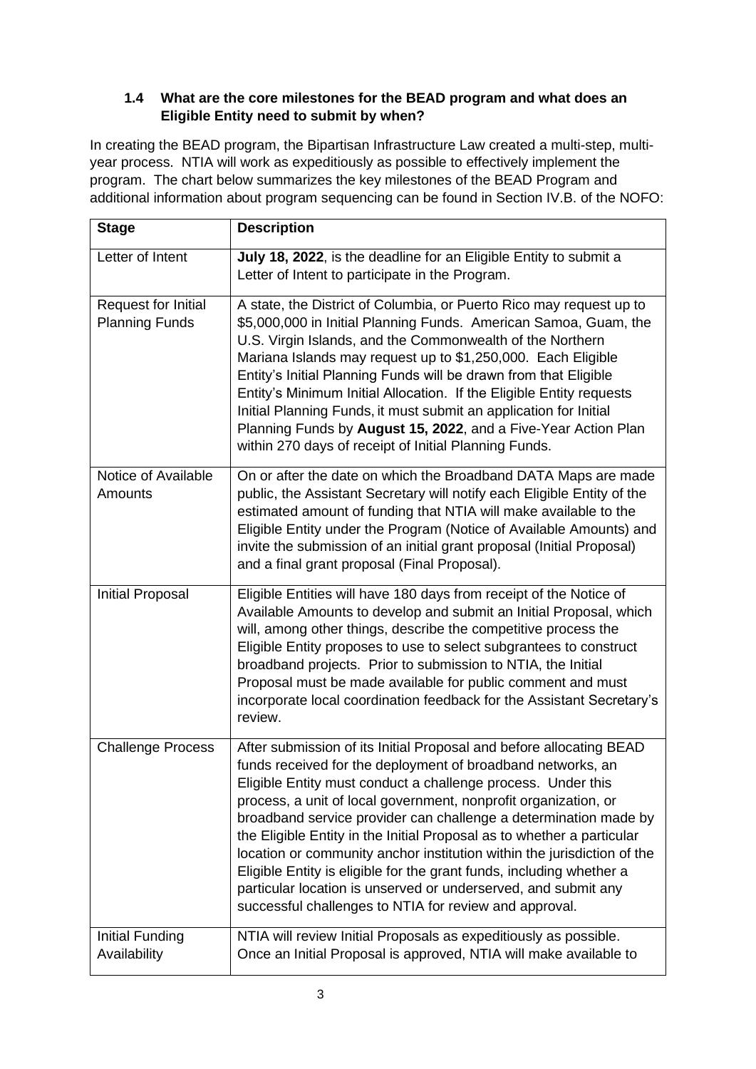### 1.4 What are the core milestones for the BEAD program and what does an Eligible Entity need to submit by when?

In creating the BEAD program, the Bipartisan Infrastructure Law created a multi-step, multi-year process. NTIA will work as expeditiously as possible to effectively implement the program. The chart below summarizes the key milestones of the BEAD Program and additional information about program sequencing can be found in Section IV.B. of the NOFO:

| Stage | Description |
|---|---|
| Letter of Intent | **July 18, 2022**, is the deadline for an Eligible Entity to submit a Letter of Intent to participate in the Program. |
| Request for Initial Planning Funds | A state, the District of Columbia, or Puerto Rico may request up to \$5,000,000 in Initial Planning Funds. American Samoa, Guam, the U.S. Virgin Islands, and the Commonwealth of the Northern Mariana Islands may request up to \$1,250,000. Each Eligible Entity's Initial Planning Funds will be drawn from that Eligible Entity's Minimum Initial Allocation. If the Eligible Entity requests Initial Planning Funds, it must submit an application for Initial Planning Funds by **August 15, 2022**, and a Five-Year Action Plan within 270 days of receipt of Initial Planning Funds. |
| Notice of Available Amounts | On or after the date on which the Broadband DATA Maps are made public, the Assistant Secretary will notify each Eligible Entity of the estimated amount of funding that NTIA will make available to the Eligible Entity under the Program (Notice of Available Amounts) and invite the submission of an initial grant proposal (Initial Proposal) and a final grant proposal (Final Proposal). |
| Initial Proposal | Eligible Entities will have 180 days from receipt of the Notice of Available Amounts to develop and submit an Initial Proposal, which will, among other things, describe the competitive process the Eligible Entity proposes to use to select subgrantees to construct broadband projects. Prior to submission to NTIA, the Initial Proposal must be made available for public comment and must incorporate local coordination feedback for the Assistant Secretary's review. |
| Challenge Process | After submission of its Initial Proposal and before allocating BEAD funds received for the deployment of broadband networks, an Eligible Entity must conduct a challenge process. Under this process, a unit of local government, nonprofit organization, or broadband service provider can challenge a determination made by the Eligible Entity in the Initial Proposal as to whether a particular location or community anchor institution within the jurisdiction of the Eligible Entity is eligible for the grant funds, including whether a particular location is unserved or underserved, and submit any successful challenges to NTIA for review and approval. |
| Initial Funding Availability | NTIA will review Initial Proposals as expeditiously as possible. Once an Initial Proposal is approved, NTIA will make available to |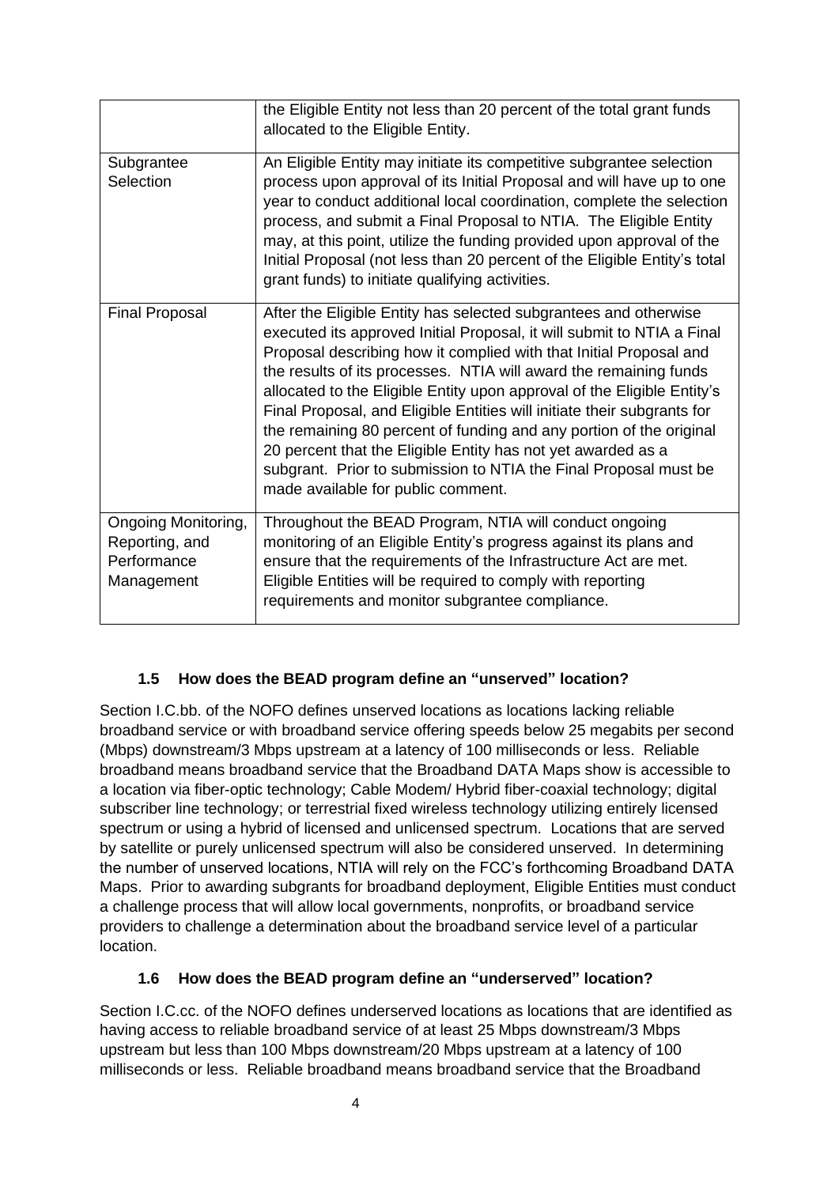|  |  |
| --- | --- |
|  | the Eligible Entity not less than 20 percent of the total grant funds allocated to the Eligible Entity. |
| Subgrantee Selection | An Eligible Entity may initiate its competitive subgrantee selection process upon approval of its Initial Proposal and will have up to one year to conduct additional local coordination, complete the selection process, and submit a Final Proposal to NTIA. The Eligible Entity may, at this point, utilize the funding provided upon approval of the Initial Proposal (not less than 20 percent of the Eligible Entity's total grant funds) to initiate qualifying activities. |
| Final Proposal | After the Eligible Entity has selected subgrantees and otherwise executed its approved Initial Proposal, it will submit to NTIA a Final Proposal describing how it complied with that Initial Proposal and the results of its processes. NTIA will award the remaining funds allocated to the Eligible Entity upon approval of the Eligible Entity's Final Proposal, and Eligible Entities will initiate their subgrants for the remaining 80 percent of funding and any portion of the original 20 percent that the Eligible Entity has not yet awarded as a subgrant. Prior to submission to NTIA the Final Proposal must be made available for public comment. |
| Ongoing Monitoring, Reporting, and Performance Management | Throughout the BEAD Program, NTIA will conduct ongoing monitoring of an Eligible Entity's progress against its plans and ensure that the requirements of the Infrastructure Act are met. Eligible Entities will be required to comply with reporting requirements and monitor subgrantee compliance. |

### 1.5 How does the BEAD program define an "unserved" location?

Section I.C.bb. of the NOFO defines unserved locations as locations lacking reliable broadband service or with broadband service offering speeds below 25 megabits per second (Mbps) downstream/3 Mbps upstream at a latency of 100 milliseconds or less. Reliable broadband means broadband service that the Broadband DATA Maps show is accessible to a location via fiber-optic technology; Cable Modem/ Hybrid fiber-coaxial technology; digital subscriber line technology; or terrestrial fixed wireless technology utilizing entirely licensed spectrum or using a hybrid of licensed and unlicensed spectrum. Locations that are served by satellite or purely unlicensed spectrum will also be considered unserved. In determining the number of unserved locations, NTIA will rely on the FCC's forthcoming Broadband DATA Maps. Prior to awarding subgrants for broadband deployment, Eligible Entities must conduct a challenge process that will allow local governments, nonprofits, or broadband service providers to challenge a determination about the broadband service level of a particular location.

### 1.6 How does the BEAD program define an "underserved" location?

Section I.C.cc. of the NOFO defines underserved locations as locations that are identified as having access to reliable broadband service of at least 25 Mbps downstream/3 Mbps upstream but less than 100 Mbps downstream/20 Mbps upstream at a latency of 100 milliseconds or less. Reliable broadband means broadband service that the Broadband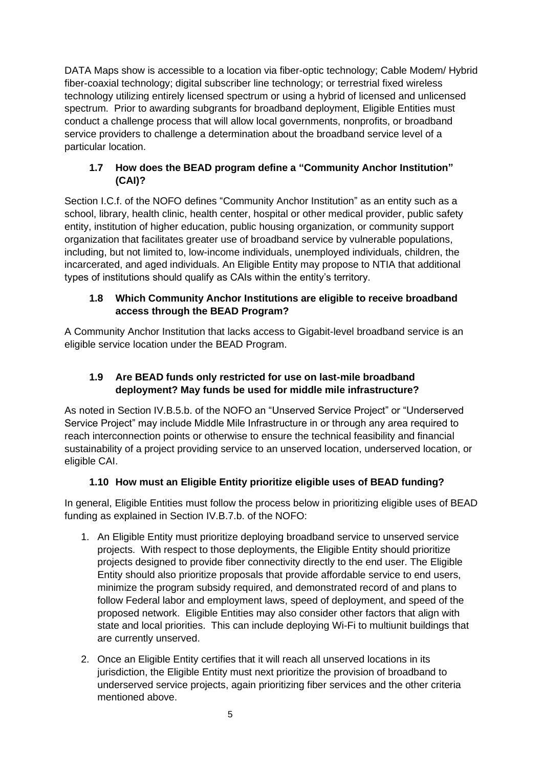DATA Maps show is accessible to a location via fiber-optic technology; Cable Modem/ Hybrid fiber-coaxial technology; digital subscriber line technology; or terrestrial fixed wireless technology utilizing entirely licensed spectrum or using a hybrid of licensed and unlicensed spectrum. Prior to awarding subgrants for broadband deployment, Eligible Entities must conduct a challenge process that will allow local governments, nonprofits, or broadband service providers to challenge a determination about the broadband service level of a particular location.

### 1.7 How does the BEAD program define a "Community Anchor Institution" (CAI)?

Section I.C.f. of the NOFO defines "Community Anchor Institution" as an entity such as a school, library, health clinic, health center, hospital or other medical provider, public safety entity, institution of higher education, public housing organization, or community support organization that facilitates greater use of broadband service by vulnerable populations, including, but not limited to, low-income individuals, unemployed individuals, children, the incarcerated, and aged individuals. An Eligible Entity may propose to NTIA that additional types of institutions should qualify as CAIs within the entity's territory.

### 1.8 Which Community Anchor Institutions are eligible to receive broadband access through the BEAD Program?

A Community Anchor Institution that lacks access to Gigabit-level broadband service is an eligible service location under the BEAD Program.

### 1.9 Are BEAD funds only restricted for use on last-mile broadband deployment? May funds be used for middle mile infrastructure?

As noted in Section IV.B.5.b. of the NOFO an "Unserved Service Project" or "Underserved Service Project" may include Middle Mile Infrastructure in or through any area required to reach interconnection points or otherwise to ensure the technical feasibility and financial sustainability of a project providing service to an unserved location, underserved location, or eligible CAI.

### 1.10 How must an Eligible Entity prioritize eligible uses of BEAD funding?

In general, Eligible Entities must follow the process below in prioritizing eligible uses of BEAD funding as explained in Section IV.B.7.b. of the NOFO:

1. An Eligible Entity must prioritize deploying broadband service to unserved service projects. With respect to those deployments, the Eligible Entity should prioritize projects designed to provide fiber connectivity directly to the end user. The Eligible Entity should also prioritize proposals that provide affordable service to end users, minimize the program subsidy required, and demonstrated record of and plans to follow Federal labor and employment laws, speed of deployment, and speed of the proposed network. Eligible Entities may also consider other factors that align with state and local priorities. This can include deploying Wi-Fi to multiunit buildings that are currently unserved.
2. Once an Eligible Entity certifies that it will reach all unserved locations in its jurisdiction, the Eligible Entity must next prioritize the provision of broadband to underserved service projects, again prioritizing fiber services and the other criteria mentioned above.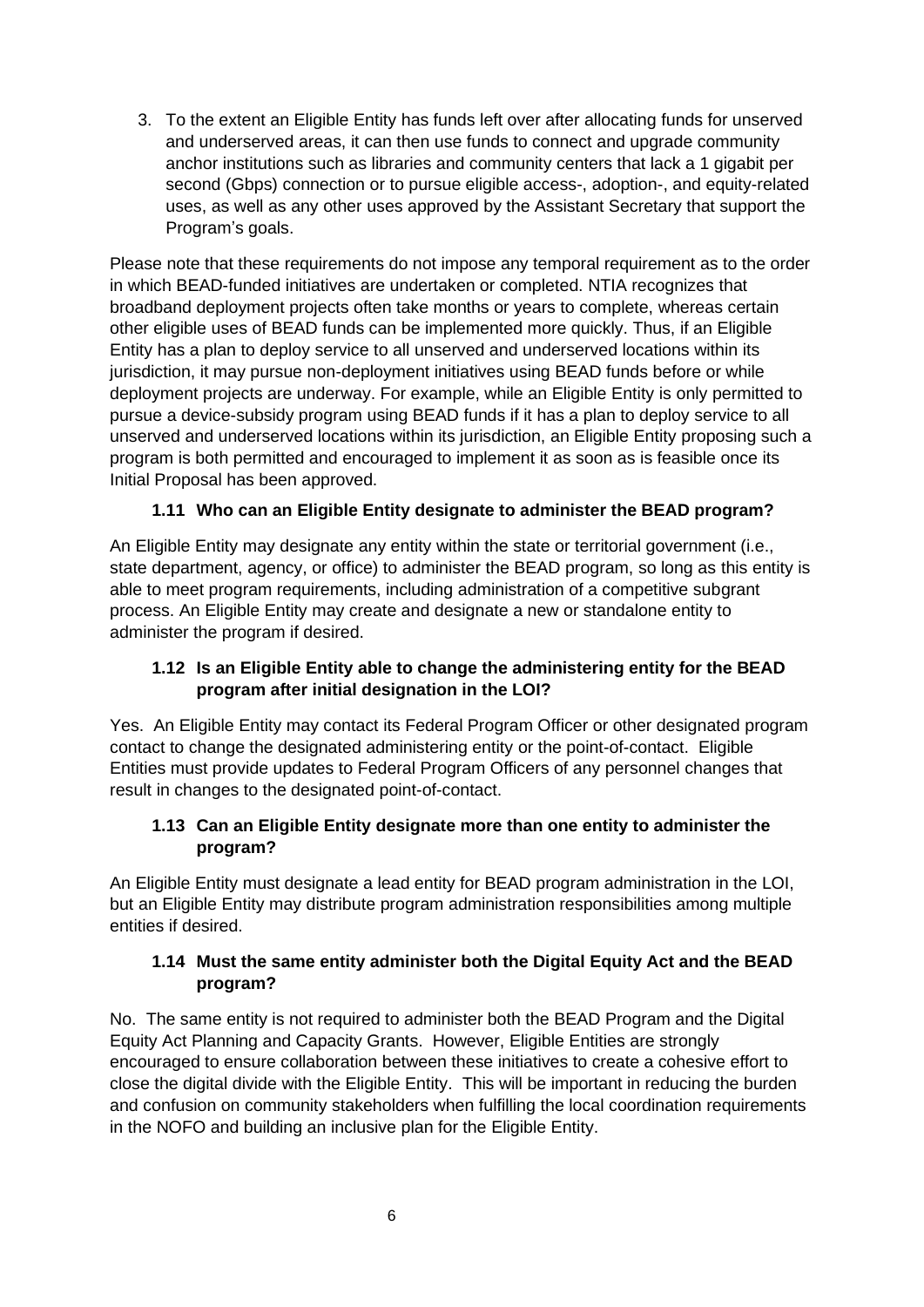3. To the extent an Eligible Entity has funds left over after allocating funds for unserved and underserved areas, it can then use funds to connect and upgrade community anchor institutions such as libraries and community centers that lack a 1 gigabit per second (Gbps) connection or to pursue eligible access-, adoption-, and equity-related uses, as well as any other uses approved by the Assistant Secretary that support the Program's goals.

Please note that these requirements do not impose any temporal requirement as to the order in which BEAD-funded initiatives are undertaken or completed. NTIA recognizes that broadband deployment projects often take months or years to complete, whereas certain other eligible uses of BEAD funds can be implemented more quickly. Thus, if an Eligible Entity has a plan to deploy service to all unserved and underserved locations within its jurisdiction, it may pursue non-deployment initiatives using BEAD funds before or while deployment projects are underway. For example, while an Eligible Entity is only permitted to pursue a device-subsidy program using BEAD funds if it has a plan to deploy service to all unserved and underserved locations within its jurisdiction, an Eligible Entity proposing such a program is both permitted and encouraged to implement it as soon as is feasible once its Initial Proposal has been approved.

### 1.11 Who can an Eligible Entity designate to administer the BEAD program?

An Eligible Entity may designate any entity within the state or territorial government (i.e., state department, agency, or office) to administer the BEAD program, so long as this entity is able to meet program requirements, including administration of a competitive subgrant process. An Eligible Entity may create and designate a new or standalone entity to administer the program if desired.

### 1.12 Is an Eligible Entity able to change the administering entity for the BEAD program after initial designation in the LOI?

Yes. An Eligible Entity may contact its Federal Program Officer or other designated program contact to change the designated administering entity or the point-of-contact. Eligible Entities must provide updates to Federal Program Officers of any personnel changes that result in changes to the designated point-of-contact.

### 1.13 Can an Eligible Entity designate more than one entity to administer the program?

An Eligible Entity must designate a lead entity for BEAD program administration in the LOI, but an Eligible Entity may distribute program administration responsibilities among multiple entities if desired.

### 1.14 Must the same entity administer both the Digital Equity Act and the BEAD program?

No. The same entity is not required to administer both the BEAD Program and the Digital Equity Act Planning and Capacity Grants. However, Eligible Entities are strongly encouraged to ensure collaboration between these initiatives to create a cohesive effort to close the digital divide with the Eligible Entity. This will be important in reducing the burden and confusion on community stakeholders when fulfilling the local coordination requirements in the NOFO and building an inclusive plan for the Eligible Entity.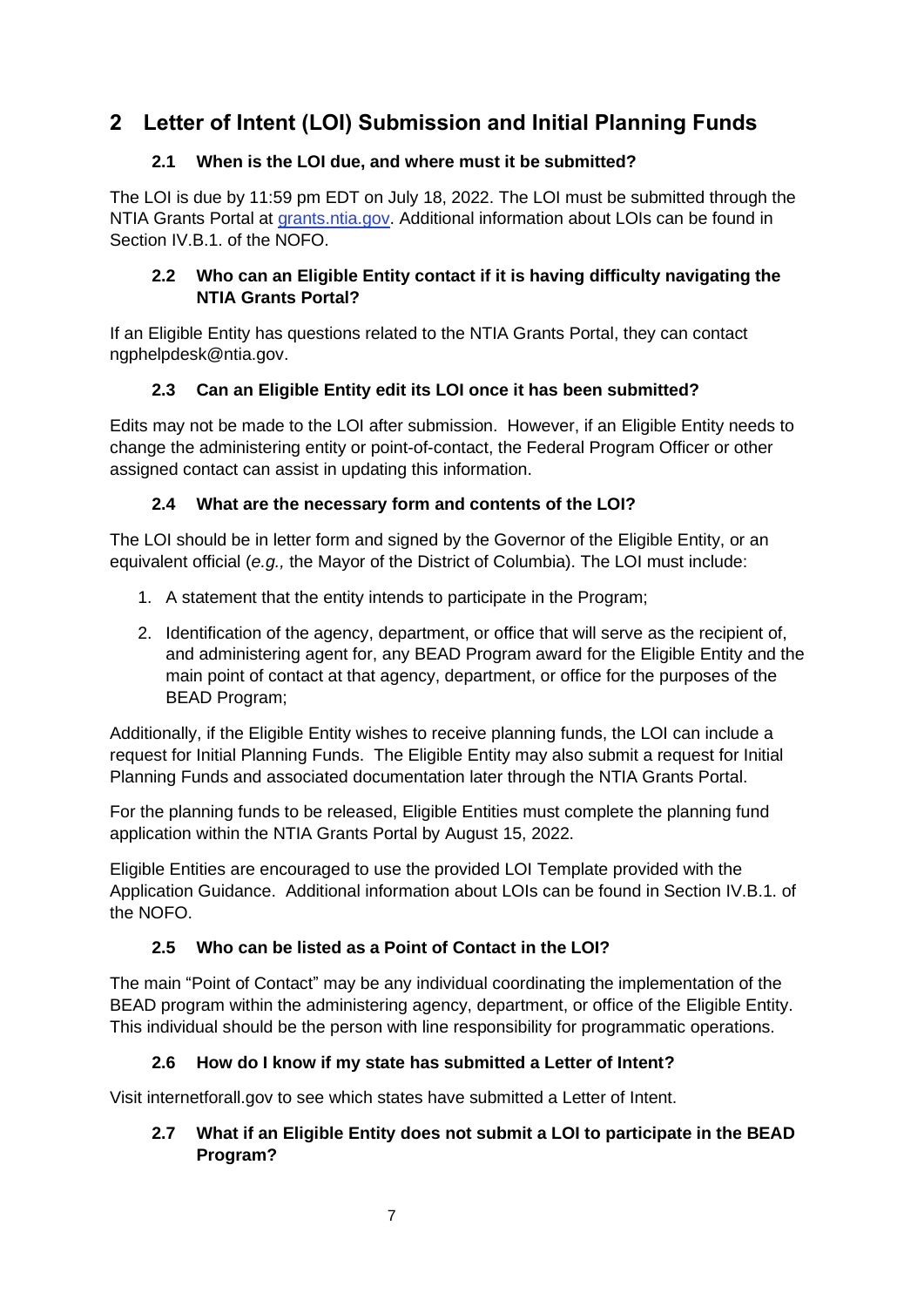# 2 Letter of Intent (LOI) Submission and Initial Planning Funds

### 2.1 When is the LOI due, and where must it be submitted?

The LOI is due by 11:59 pm EDT on July 18, 2022. The LOI must be submitted through the NTIA Grants Portal at [grants.ntia.gov](grants.ntia.gov). Additional information about LOIs can be found in Section IV.B.1. of the NOFO.

### 2.2 Who can an Eligible Entity contact if it is having difficulty navigating the NTIA Grants Portal?

If an Eligible Entity has questions related to the NTIA Grants Portal, they can contact ngphelpdesk@ntia.gov.

### 2.3 Can an Eligible Entity edit its LOI once it has been submitted?

Edits may not be made to the LOI after submission. However, if an Eligible Entity needs to change the administering entity or point-of-contact, the Federal Program Officer or other assigned contact can assist in updating this information.

### 2.4 What are the necessary form and contents of the LOI?

The LOI should be in letter form and signed by the Governor of the Eligible Entity, or an equivalent official (*e.g.,* the Mayor of the District of Columbia). The LOI must include:

1. A statement that the entity intends to participate in the Program;
2. Identification of the agency, department, or office that will serve as the recipient of, and administering agent for, any BEAD Program award for the Eligible Entity and the main point of contact at that agency, department, or office for the purposes of the BEAD Program;

Additionally, if the Eligible Entity wishes to receive planning funds, the LOI can include a request for Initial Planning Funds. The Eligible Entity may also submit a request for Initial Planning Funds and associated documentation later through the NTIA Grants Portal.

For the planning funds to be released, Eligible Entities must complete the planning fund application within the NTIA Grants Portal by August 15, 2022.

Eligible Entities are encouraged to use the provided LOI Template provided with the Application Guidance. Additional information about LOIs can be found in Section IV.B.1. of the NOFO.

### 2.5 Who can be listed as a Point of Contact in the LOI?

The main "Point of Contact" may be any individual coordinating the implementation of the BEAD program within the administering agency, department, or office of the Eligible Entity. This individual should be the person with line responsibility for programmatic operations.

### 2.6 How do I know if my state has submitted a Letter of Intent?

Visit internetforall.gov to see which states have submitted a Letter of Intent.

### 2.7 What if an Eligible Entity does not submit a LOI to participate in the BEAD Program?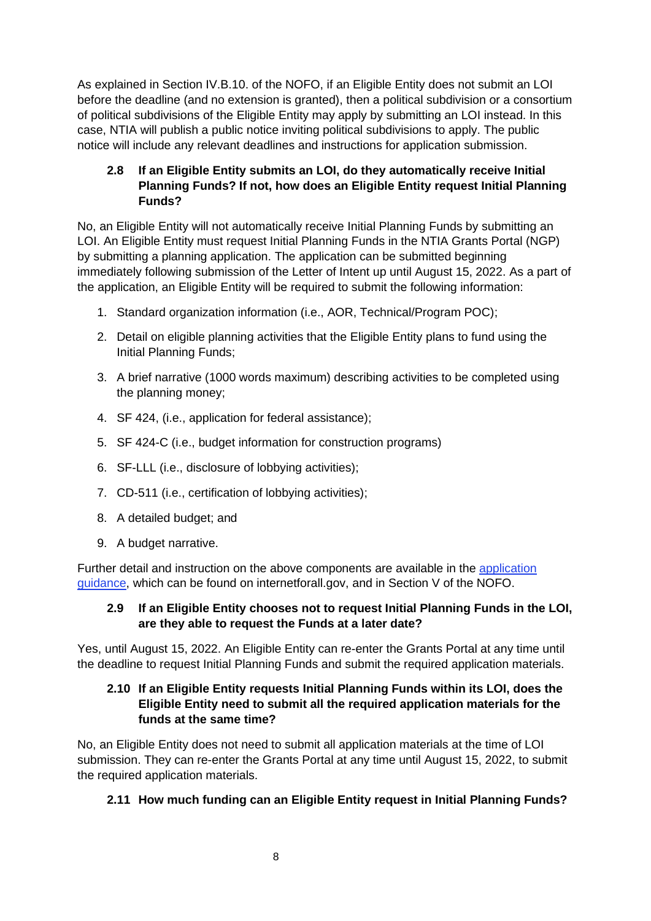As explained in Section IV.B.10. of the NOFO, if an Eligible Entity does not submit an LOI before the deadline (and no extension is granted), then a political subdivision or a consortium of political subdivisions of the Eligible Entity may apply by submitting an LOI instead. In this case, NTIA will publish a public notice inviting political subdivisions to apply. The public notice will include any relevant deadlines and instructions for application submission.

### 2.8 If an Eligible Entity submits an LOI, do they automatically receive Initial Planning Funds? If not, how does an Eligible Entity request Initial Planning Funds?

No, an Eligible Entity will not automatically receive Initial Planning Funds by submitting an LOI. An Eligible Entity must request Initial Planning Funds in the NTIA Grants Portal (NGP) by submitting a planning application. The application can be submitted beginning immediately following submission of the Letter of Intent up until August 15, 2022. As a part of the application, an Eligible Entity will be required to submit the following information:

1. Standard organization information (i.e., AOR, Technical/Program POC);
2. Detail on eligible planning activities that the Eligible Entity plans to fund using the Initial Planning Funds;
3. A brief narrative (1000 words maximum) describing activities to be completed using the planning money;
4. SF 424, (i.e., application for federal assistance);
5. SF 424-C (i.e., budget information for construction programs)
6. SF-LLL (i.e., disclosure of lobbying activities);
7. CD-511 (i.e., certification of lobbying activities);
8. A detailed budget; and
9. A budget narrative.

Further detail and instruction on the above components are available in the [application guidance](), which can be found on internetforall.gov, and in Section V of the NOFO.

### 2.9 If an Eligible Entity chooses not to request Initial Planning Funds in the LOI, are they able to request the Funds at a later date?

Yes, until August 15, 2022. An Eligible Entity can re-enter the Grants Portal at any time until the deadline to request Initial Planning Funds and submit the required application materials.

### 2.10 If an Eligible Entity requests Initial Planning Funds within its LOI, does the Eligible Entity need to submit all the required application materials for the funds at the same time?

No, an Eligible Entity does not need to submit all application materials at the time of LOI submission. They can re-enter the Grants Portal at any time until August 15, 2022, to submit the required application materials.

### 2.11 How much funding can an Eligible Entity request in Initial Planning Funds?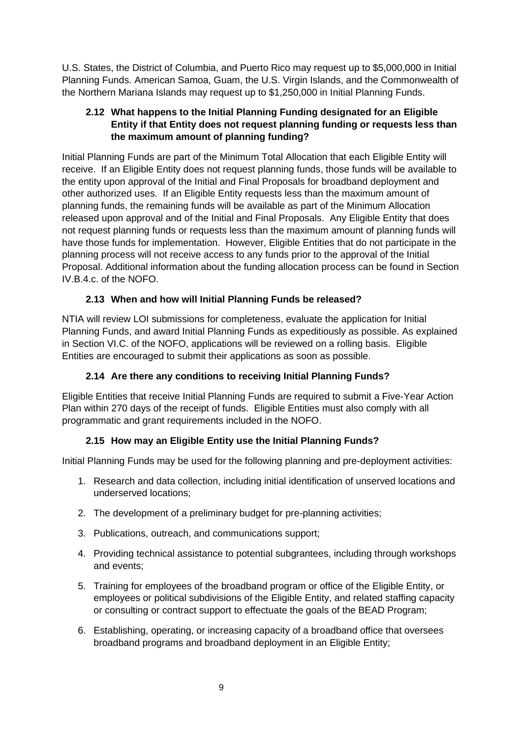U.S. States, the District of Columbia, and Puerto Rico may request up to $5,000,000 in Initial Planning Funds. American Samoa, Guam, the U.S. Virgin Islands, and the Commonwealth of the Northern Mariana Islands may request up to $1,250,000 in Initial Planning Funds.

### 2.12 What happens to the Initial Planning Funding designated for an Eligible Entity if that Entity does not request planning funding or requests less than the maximum amount of planning funding?

Initial Planning Funds are part of the Minimum Total Allocation that each Eligible Entity will receive. If an Eligible Entity does not request planning funds, those funds will be available to the entity upon approval of the Initial and Final Proposals for broadband deployment and other authorized uses. If an Eligible Entity requests less than the maximum amount of planning funds, the remaining funds will be available as part of the Minimum Allocation released upon approval and of the Initial and Final Proposals. Any Eligible Entity that does not request planning funds or requests less than the maximum amount of planning funds will have those funds for implementation. However, Eligible Entities that do not participate in the planning process will not receive access to any funds prior to the approval of the Initial Proposal. Additional information about the funding allocation process can be found in Section IV.B.4.c. of the NOFO.

### 2.13 When and how will Initial Planning Funds be released?

NTIA will review LOI submissions for completeness, evaluate the application for Initial Planning Funds, and award Initial Planning Funds as expeditiously as possible. As explained in Section VI.C. of the NOFO, applications will be reviewed on a rolling basis. Eligible Entities are encouraged to submit their applications as soon as possible.

### 2.14 Are there any conditions to receiving Initial Planning Funds?

Eligible Entities that receive Initial Planning Funds are required to submit a Five-Year Action Plan within 270 days of the receipt of funds. Eligible Entities must also comply with all programmatic and grant requirements included in the NOFO.

### 2.15 How may an Eligible Entity use the Initial Planning Funds?

Initial Planning Funds may be used for the following planning and pre-deployment activities:

1. Research and data collection, including initial identification of unserved locations and underserved locations;
2. The development of a preliminary budget for pre-planning activities;
3. Publications, outreach, and communications support;
4. Providing technical assistance to potential subgrantees, including through workshops and events;
5. Training for employees of the broadband program or office of the Eligible Entity, or employees or political subdivisions of the Eligible Entity, and related staffing capacity or consulting or contract support to effectuate the goals of the BEAD Program;
6. Establishing, operating, or increasing capacity of a broadband office that oversees broadband programs and broadband deployment in an Eligible Entity;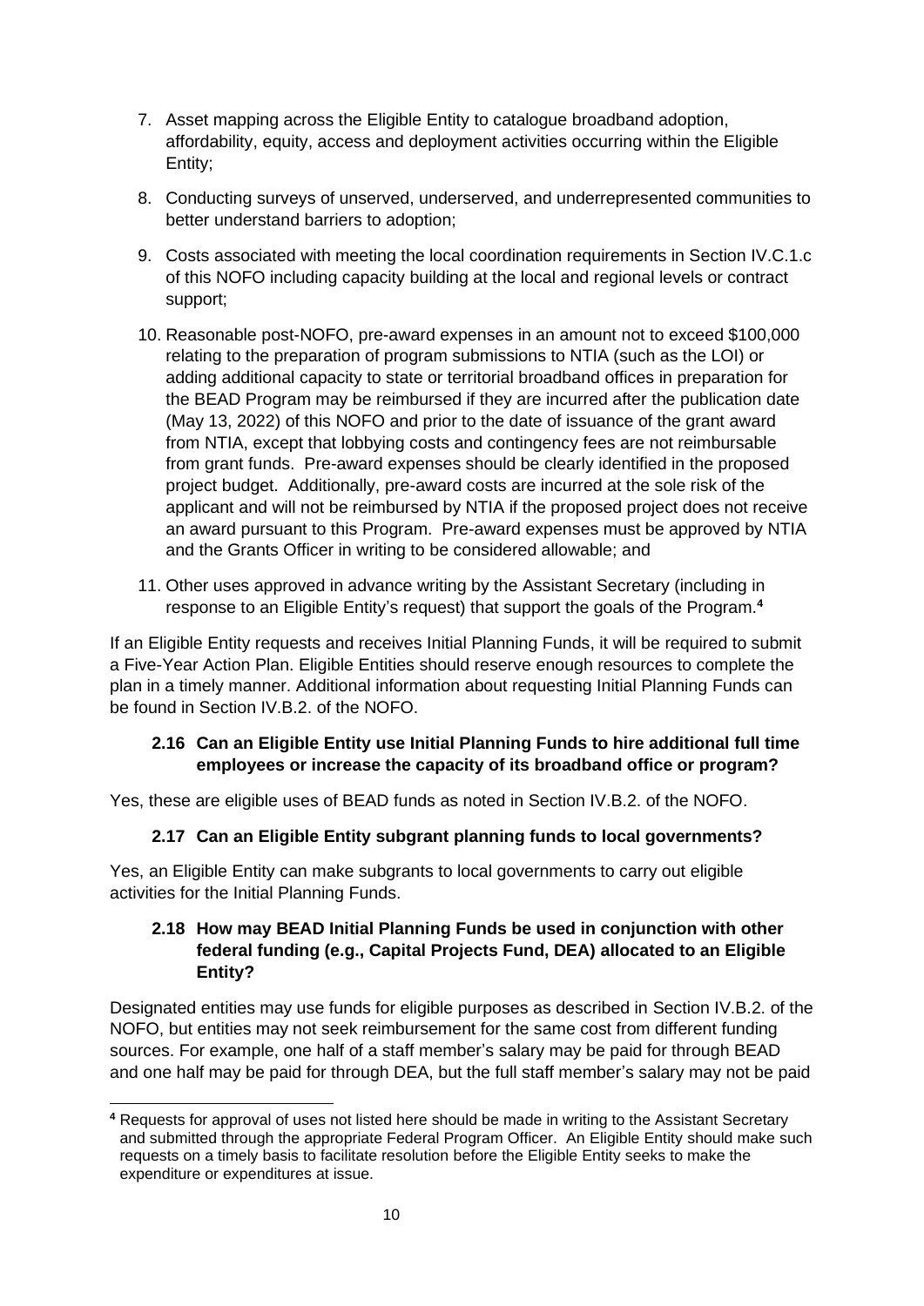7. Asset mapping across the Eligible Entity to catalogue broadband adoption, affordability, equity, access and deployment activities occurring within the Eligible Entity;

8. Conducting surveys of unserved, underserved, and underrepresented communities to better understand barriers to adoption;

9. Costs associated with meeting the local coordination requirements in Section IV.C.1.c of this NOFO including capacity building at the local and regional levels or contract support;

10. Reasonable post-NOFO, pre-award expenses in an amount not to exceed $100,000 relating to the preparation of program submissions to NTIA (such as the LOI) or adding additional capacity to state or territorial broadband offices in preparation for the BEAD Program may be reimbursed if they are incurred after the publication date (May 13, 2022) of this NOFO and prior to the date of issuance of the grant award from NTIA, except that lobbying costs and contingency fees are not reimbursable from grant funds. Pre-award expenses should be clearly identified in the proposed project budget. Additionally, pre-award costs are incurred at the sole risk of the applicant and will not be reimbursed by NTIA if the proposed project does not receive an award pursuant to this Program. Pre-award expenses must be approved by NTIA and the Grants Officer in writing to be considered allowable; and

11. Other uses approved in advance writing by the Assistant Secretary (including in response to an Eligible Entity's request) that support the goals of the Program.[4]

If an Eligible Entity requests and receives Initial Planning Funds, it will be required to submit a Five-Year Action Plan. Eligible Entities should reserve enough resources to complete the plan in a timely manner. Additional information about requesting Initial Planning Funds can be found in Section IV.B.2. of the NOFO.

### 2.16 Can an Eligible Entity use Initial Planning Funds to hire additional full time employees or increase the capacity of its broadband office or program?

Yes, these are eligible uses of BEAD funds as noted in Section IV.B.2. of the NOFO.

### 2.17 Can an Eligible Entity subgrant planning funds to local governments?

Yes, an Eligible Entity can make subgrants to local governments to carry out eligible activities for the Initial Planning Funds.

### 2.18 How may BEAD Initial Planning Funds be used in conjunction with other federal funding (e.g., Capital Projects Fund, DEA) allocated to an Eligible Entity?

Designated entities may use funds for eligible purposes as described in Section IV.B.2. of the NOFO, but entities may not seek reimbursement for the same cost from different funding sources. For example, one half of a staff member's salary may be paid for through BEAD and one half may be paid for through DEA, but the full staff member's salary may not be paid

[4] Requests for approval of uses not listed here should be made in writing to the Assistant Secretary and submitted through the appropriate Federal Program Officer. An Eligible Entity should make such requests on a timely basis to facilitate resolution before the Eligible Entity seeks to make the expenditure or expenditures at issue.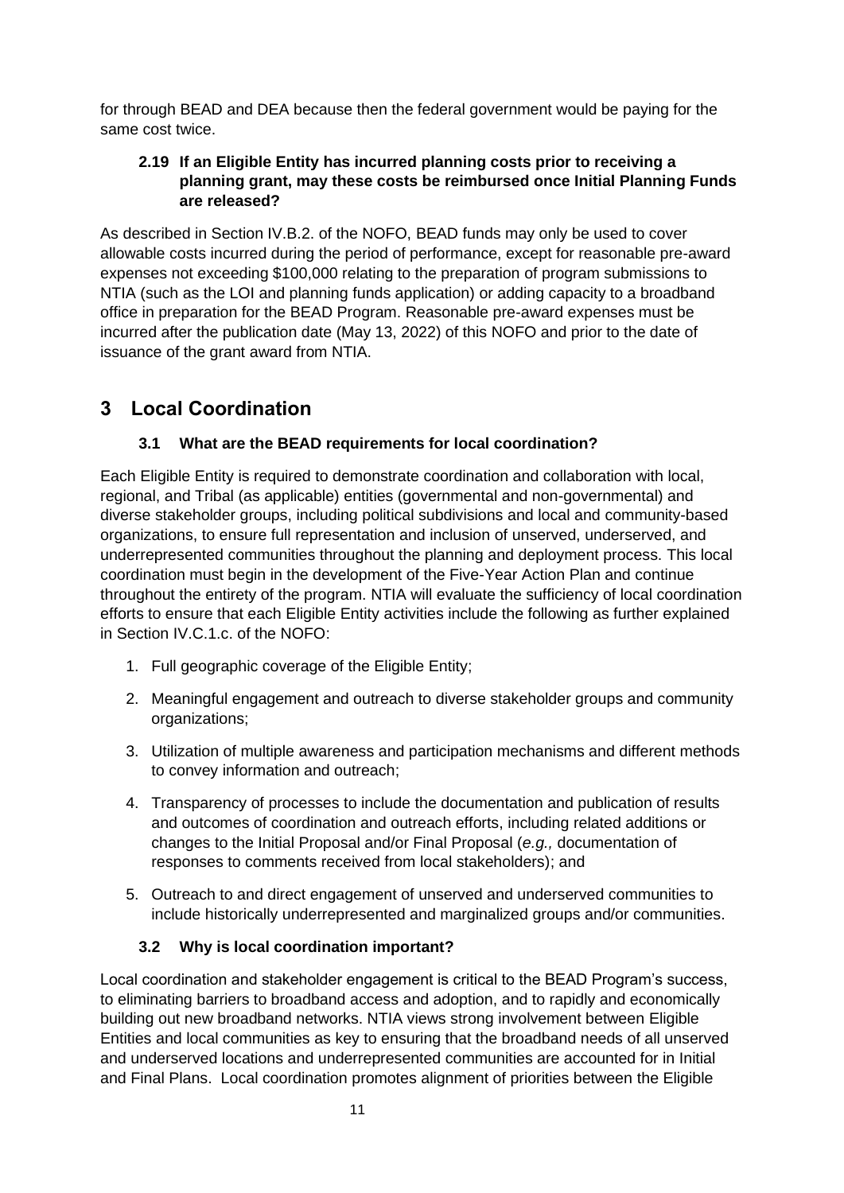for through BEAD and DEA because then the federal government would be paying for the same cost twice.

### 2.19 If an Eligible Entity has incurred planning costs prior to receiving a planning grant, may these costs be reimbursed once Initial Planning Funds are released?

As described in Section IV.B.2. of the NOFO, BEAD funds may only be used to cover allowable costs incurred during the period of performance, except for reasonable pre-award expenses not exceeding $100,000 relating to the preparation of program submissions to NTIA (such as the LOI and planning funds application) or adding capacity to a broadband office in preparation for the BEAD Program. Reasonable pre-award expenses must be incurred after the publication date (May 13, 2022) of this NOFO and prior to the date of issuance of the grant award from NTIA.

# 3 Local Coordination

### 3.1 What are the BEAD requirements for local coordination?

Each Eligible Entity is required to demonstrate coordination and collaboration with local, regional, and Tribal (as applicable) entities (governmental and non-governmental) and diverse stakeholder groups, including political subdivisions and local and community-based organizations, to ensure full representation and inclusion of unserved, underserved, and underrepresented communities throughout the planning and deployment process. This local coordination must begin in the development of the Five-Year Action Plan and continue throughout the entirety of the program. NTIA will evaluate the sufficiency of local coordination efforts to ensure that each Eligible Entity activities include the following as further explained in Section IV.C.1.c. of the NOFO:

1. Full geographic coverage of the Eligible Entity;
2. Meaningful engagement and outreach to diverse stakeholder groups and community organizations;
3. Utilization of multiple awareness and participation mechanisms and different methods to convey information and outreach;
4. Transparency of processes to include the documentation and publication of results and outcomes of coordination and outreach efforts, including related additions or changes to the Initial Proposal and/or Final Proposal (*e.g.,* documentation of responses to comments received from local stakeholders); and
5. Outreach to and direct engagement of unserved and underserved communities to include historically underrepresented and marginalized groups and/or communities.

### 3.2 Why is local coordination important?

Local coordination and stakeholder engagement is critical to the BEAD Program's success, to eliminating barriers to broadband access and adoption, and to rapidly and economically building out new broadband networks. NTIA views strong involvement between Eligible Entities and local communities as key to ensuring that the broadband needs of all unserved and underserved locations and underrepresented communities are accounted for in Initial and Final Plans. Local coordination promotes alignment of priorities between the Eligible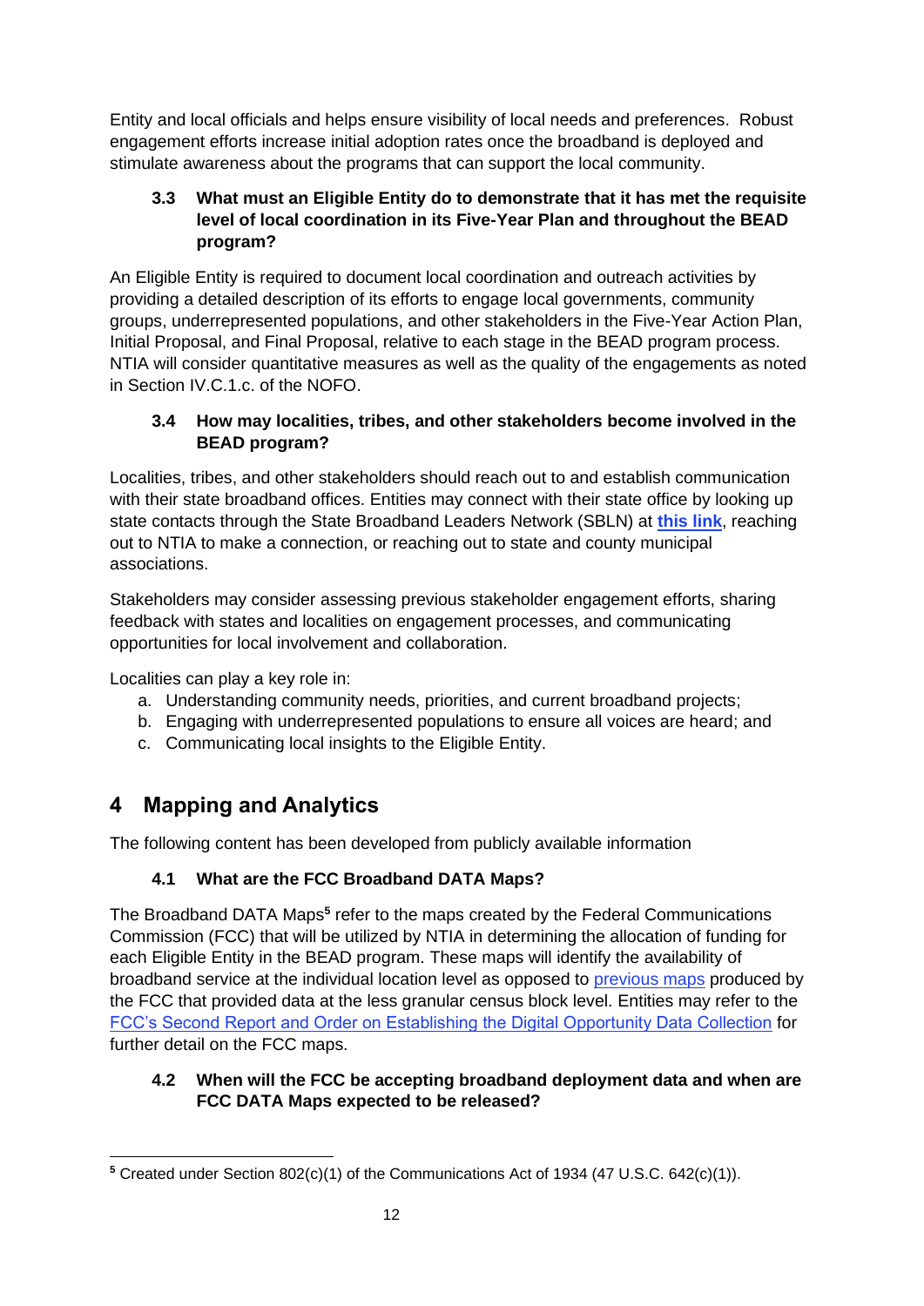Entity and local officials and helps ensure visibility of local needs and preferences. Robust engagement efforts increase initial adoption rates once the broadband is deployed and stimulate awareness about the programs that can support the local community.

### 3.3 What must an Eligible Entity do to demonstrate that it has met the requisite level of local coordination in its Five-Year Plan and throughout the BEAD program?

An Eligible Entity is required to document local coordination and outreach activities by providing a detailed description of its efforts to engage local governments, community groups, underrepresented populations, and other stakeholders in the Five-Year Action Plan, Initial Proposal, and Final Proposal, relative to each stage in the BEAD program process. NTIA will consider quantitative measures as well as the quality of the engagements as noted in Section IV.C.1.c. of the NOFO.

### 3.4 How may localities, tribes, and other stakeholders become involved in the BEAD program?

Localities, tribes, and other stakeholders should reach out to and establish communication with their state broadband offices. Entities may connect with their state office by looking up state contacts through the State Broadband Leaders Network (SBLN) at **this link**, reaching out to NTIA to make a connection, or reaching out to state and county municipal associations.

Stakeholders may consider assessing previous stakeholder engagement efforts, sharing feedback with states and localities on engagement processes, and communicating opportunities for local involvement and collaboration.

Localities can play a key role in:

a. Understanding community needs, priorities, and current broadband projects;
b. Engaging with underrepresented populations to ensure all voices are heard; and
c. Communicating local insights to the Eligible Entity.

## 4 Mapping and Analytics

The following content has been developed from publicly available information

### 4.1 What are the FCC Broadband DATA Maps?

The Broadband DATA Maps[5] refer to the maps created by the Federal Communications Commission (FCC) that will be utilized by NTIA in determining the allocation of funding for each Eligible Entity in the BEAD program. These maps will identify the availability of broadband service at the individual location level as opposed to previous maps produced by the FCC that provided data at the less granular census block level. Entities may refer to the FCC's Second Report and Order on Establishing the Digital Opportunity Data Collection for further detail on the FCC maps.

### 4.2 When will the FCC be accepting broadband deployment data and when are FCC DATA Maps expected to be released?

---

[5] Created under Section 802(c)(1) of the Communications Act of 1934 (47 U.S.C. 642(c)(1)).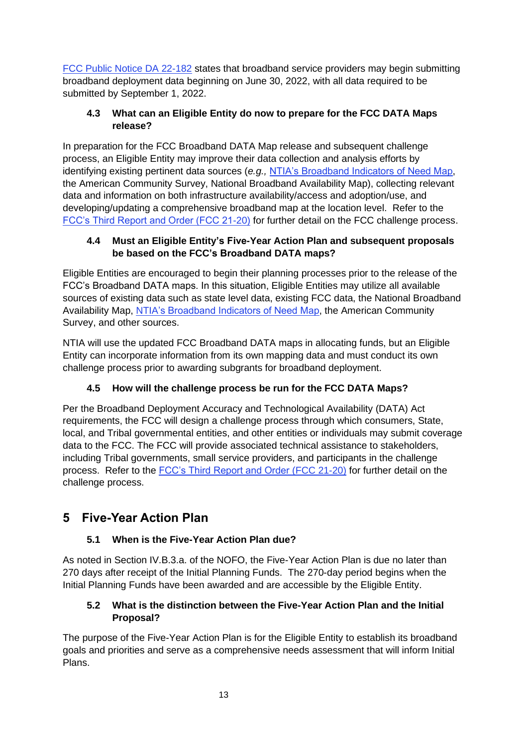[FCC Public Notice DA 22-182](#) states that broadband service providers may begin submitting broadband deployment data beginning on June 30, 2022, with all data required to be submitted by September 1, 2022.

### 4.3 What can an Eligible Entity do now to prepare for the FCC DATA Maps release?

In preparation for the FCC Broadband DATA Map release and subsequent challenge process, an Eligible Entity may improve their data collection and analysis efforts by identifying existing pertinent data sources (*e.g.,* [NTIA's Broadband Indicators of Need Map](#), the American Community Survey, National Broadband Availability Map), collecting relevant data and information on both infrastructure availability/access and adoption/use, and developing/updating a comprehensive broadband map at the location level. Refer to the [FCC's Third Report and Order (FCC 21-20)](#) for further detail on the FCC challenge process.

### 4.4 Must an Eligible Entity's Five-Year Action Plan and subsequent proposals be based on the FCC's Broadband DATA maps?

Eligible Entities are encouraged to begin their planning processes prior to the release of the FCC's Broadband DATA maps. In this situation, Eligible Entities may utilize all available sources of existing data such as state level data, existing FCC data, the National Broadband Availability Map, [NTIA's Broadband Indicators of Need Map](#), the American Community Survey, and other sources.

NTIA will use the updated FCC Broadband DATA maps in allocating funds, but an Eligible Entity can incorporate information from its own mapping data and must conduct its own challenge process prior to awarding subgrants for broadband deployment.

### 4.5 How will the challenge process be run for the FCC DATA Maps?

Per the Broadband Deployment Accuracy and Technological Availability (DATA) Act requirements, the FCC will design a challenge process through which consumers, State, local, and Tribal governmental entities, and other entities or individuals may submit coverage data to the FCC. The FCC will provide associated technical assistance to stakeholders, including Tribal governments, small service providers, and participants in the challenge process. Refer to the [FCC's Third Report and Order (FCC 21-20)](#) for further detail on the challenge process.

## 5 Five-Year Action Plan

### 5.1 When is the Five-Year Action Plan due?

As noted in Section IV.B.3.a. of the NOFO, the Five-Year Action Plan is due no later than 270 days after receipt of the Initial Planning Funds. The 270-day period begins when the Initial Planning Funds have been awarded and are accessible by the Eligible Entity.

### 5.2 What is the distinction between the Five-Year Action Plan and the Initial Proposal?

The purpose of the Five-Year Action Plan is for the Eligible Entity to establish its broadband goals and priorities and serve as a comprehensive needs assessment that will inform Initial Plans.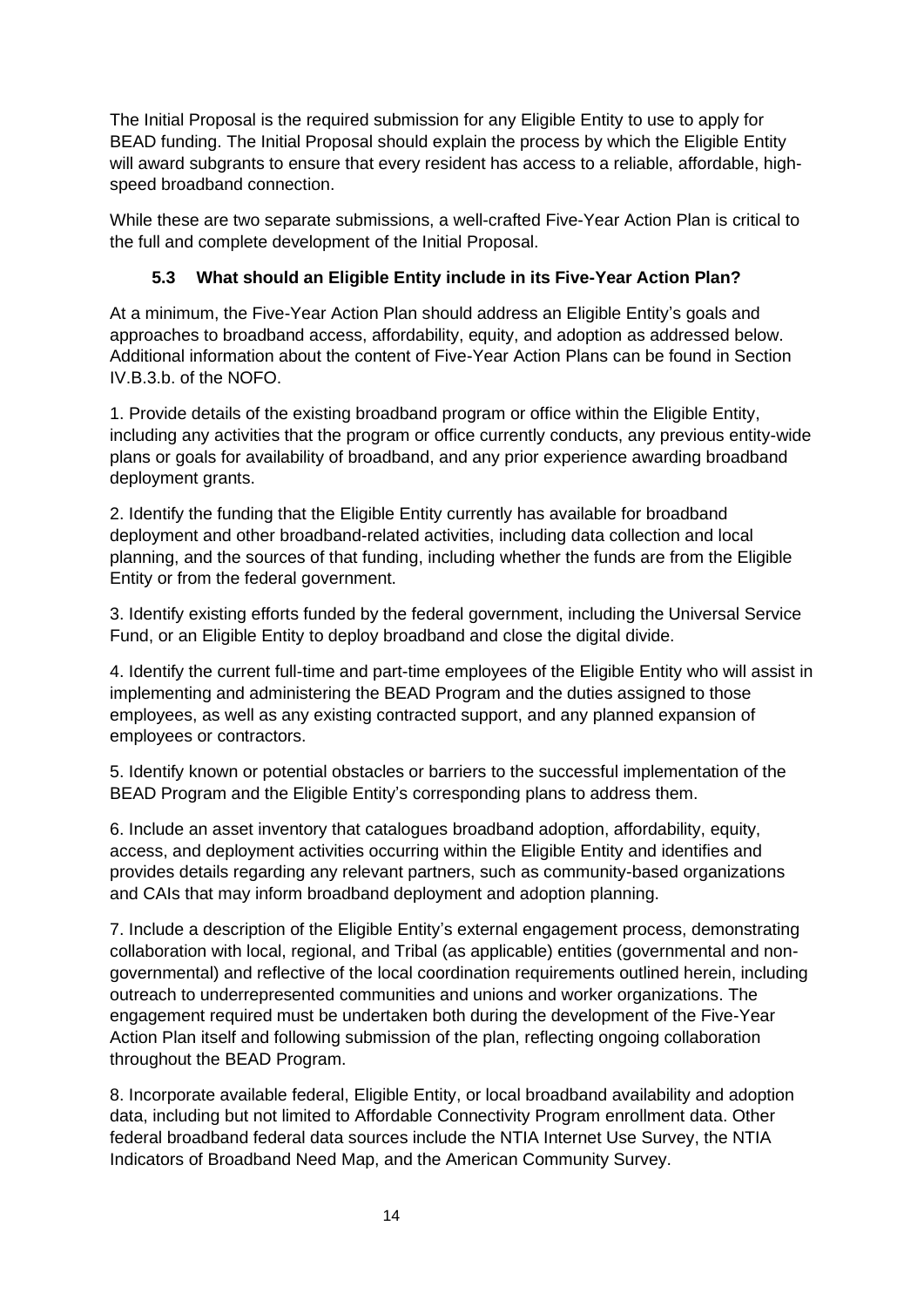The Initial Proposal is the required submission for any Eligible Entity to use to apply for BEAD funding. The Initial Proposal should explain the process by which the Eligible Entity will award subgrants to ensure that every resident has access to a reliable, affordable, high-speed broadband connection.

While these are two separate submissions, a well-crafted Five-Year Action Plan is critical to the full and complete development of the Initial Proposal.

### 5.3 What should an Eligible Entity include in its Five-Year Action Plan?

At a minimum, the Five-Year Action Plan should address an Eligible Entity's goals and approaches to broadband access, affordability, equity, and adoption as addressed below. Additional information about the content of Five-Year Action Plans can be found in Section IV.B.3.b. of the NOFO.

1. Provide details of the existing broadband program or office within the Eligible Entity, including any activities that the program or office currently conducts, any previous entity-wide plans or goals for availability of broadband, and any prior experience awarding broadband deployment grants.

2. Identify the funding that the Eligible Entity currently has available for broadband deployment and other broadband-related activities, including data collection and local planning, and the sources of that funding, including whether the funds are from the Eligible Entity or from the federal government.

3. Identify existing efforts funded by the federal government, including the Universal Service Fund, or an Eligible Entity to deploy broadband and close the digital divide.

4. Identify the current full-time and part-time employees of the Eligible Entity who will assist in implementing and administering the BEAD Program and the duties assigned to those employees, as well as any existing contracted support, and any planned expansion of employees or contractors.

5. Identify known or potential obstacles or barriers to the successful implementation of the BEAD Program and the Eligible Entity's corresponding plans to address them.

6. Include an asset inventory that catalogues broadband adoption, affordability, equity, access, and deployment activities occurring within the Eligible Entity and identifies and provides details regarding any relevant partners, such as community-based organizations and CAIs that may inform broadband deployment and adoption planning.

7. Include a description of the Eligible Entity's external engagement process, demonstrating collaboration with local, regional, and Tribal (as applicable) entities (governmental and non-governmental) and reflective of the local coordination requirements outlined herein, including outreach to underrepresented communities and unions and worker organizations. The engagement required must be undertaken both during the development of the Five-Year Action Plan itself and following submission of the plan, reflecting ongoing collaboration throughout the BEAD Program.

8. Incorporate available federal, Eligible Entity, or local broadband availability and adoption data, including but not limited to Affordable Connectivity Program enrollment data. Other federal broadband federal data sources include the NTIA Internet Use Survey, the NTIA Indicators of Broadband Need Map, and the American Community Survey.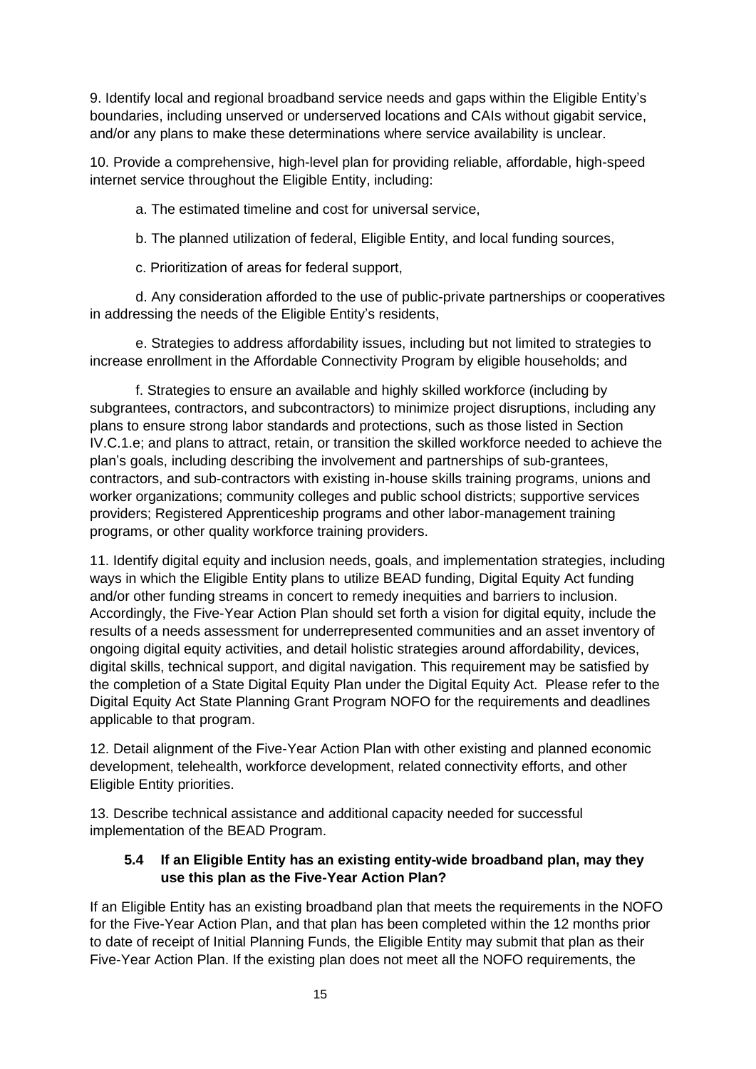9. Identify local and regional broadband service needs and gaps within the Eligible Entity's boundaries, including unserved or underserved locations and CAIs without gigabit service, and/or any plans to make these determinations where service availability is unclear.

10. Provide a comprehensive, high-level plan for providing reliable, affordable, high-speed internet service throughout the Eligible Entity, including:

   a. The estimated timeline and cost for universal service,

   b. The planned utilization of federal, Eligible Entity, and local funding sources,

   c. Prioritization of areas for federal support,

   d. Any consideration afforded to the use of public-private partnerships or cooperatives in addressing the needs of the Eligible Entity's residents,

   e. Strategies to address affordability issues, including but not limited to strategies to increase enrollment in the Affordable Connectivity Program by eligible households; and

   f. Strategies to ensure an available and highly skilled workforce (including by subgrantees, contractors, and subcontractors) to minimize project disruptions, including any plans to ensure strong labor standards and protections, such as those listed in Section IV.C.1.e; and plans to attract, retain, or transition the skilled workforce needed to achieve the plan's goals, including describing the involvement and partnerships of sub-grantees, contractors, and sub-contractors with existing in-house skills training programs, unions and worker organizations; community colleges and public school districts; supportive services providers; Registered Apprenticeship programs and other labor-management training programs, or other quality workforce training providers.

11. Identify digital equity and inclusion needs, goals, and implementation strategies, including ways in which the Eligible Entity plans to utilize BEAD funding, Digital Equity Act funding and/or other funding streams in concert to remedy inequities and barriers to inclusion. Accordingly, the Five-Year Action Plan should set forth a vision for digital equity, include the results of a needs assessment for underrepresented communities and an asset inventory of ongoing digital equity activities, and detail holistic strategies around affordability, devices, digital skills, technical support, and digital navigation. This requirement may be satisfied by the completion of a State Digital Equity Plan under the Digital Equity Act. Please refer to the Digital Equity Act State Planning Grant Program NOFO for the requirements and deadlines applicable to that program.

12. Detail alignment of the Five-Year Action Plan with other existing and planned economic development, telehealth, workforce development, related connectivity efforts, and other Eligible Entity priorities.

13. Describe technical assistance and additional capacity needed for successful implementation of the BEAD Program.

### 5.4 If an Eligible Entity has an existing entity-wide broadband plan, may they use this plan as the Five-Year Action Plan?

If an Eligible Entity has an existing broadband plan that meets the requirements in the NOFO for the Five-Year Action Plan, and that plan has been completed within the 12 months prior to date of receipt of Initial Planning Funds, the Eligible Entity may submit that plan as their Five-Year Action Plan. If the existing plan does not meet all the NOFO requirements, the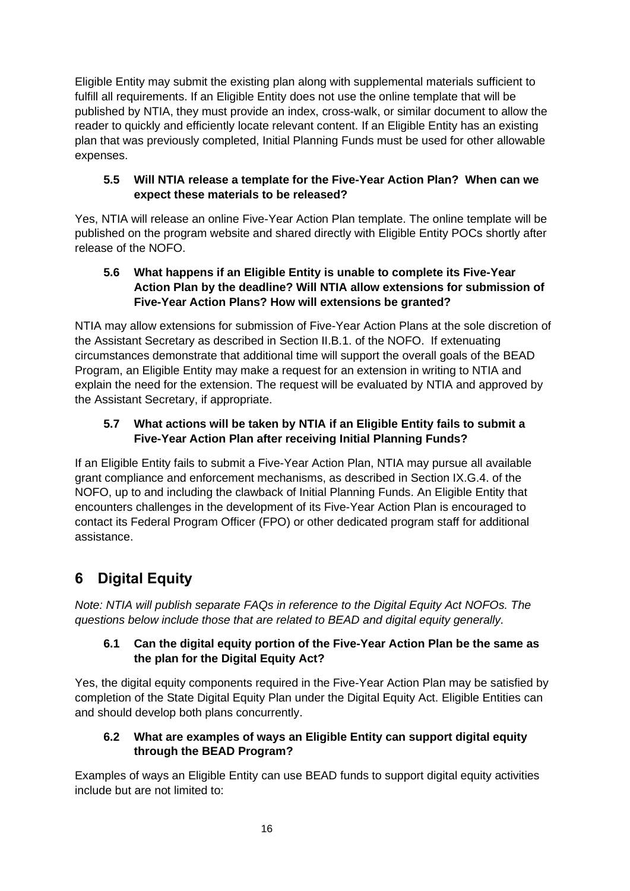Eligible Entity may submit the existing plan along with supplemental materials sufficient to fulfill all requirements. If an Eligible Entity does not use the online template that will be published by NTIA, they must provide an index, cross-walk, or similar document to allow the reader to quickly and efficiently locate relevant content. If an Eligible Entity has an existing plan that was previously completed, Initial Planning Funds must be used for other allowable expenses.

### 5.5 Will NTIA release a template for the Five-Year Action Plan? When can we expect these materials to be released?

Yes, NTIA will release an online Five-Year Action Plan template. The online template will be published on the program website and shared directly with Eligible Entity POCs shortly after release of the NOFO.

### 5.6 What happens if an Eligible Entity is unable to complete its Five-Year Action Plan by the deadline? Will NTIA allow extensions for submission of Five-Year Action Plans? How will extensions be granted?

NTIA may allow extensions for submission of Five-Year Action Plans at the sole discretion of the Assistant Secretary as described in Section II.B.1. of the NOFO. If extenuating circumstances demonstrate that additional time will support the overall goals of the BEAD Program, an Eligible Entity may make a request for an extension in writing to NTIA and explain the need for the extension. The request will be evaluated by NTIA and approved by the Assistant Secretary, if appropriate.

### 5.7 What actions will be taken by NTIA if an Eligible Entity fails to submit a Five-Year Action Plan after receiving Initial Planning Funds?

If an Eligible Entity fails to submit a Five-Year Action Plan, NTIA may pursue all available grant compliance and enforcement mechanisms, as described in Section IX.G.4. of the NOFO, up to and including the clawback of Initial Planning Funds. An Eligible Entity that encounters challenges in the development of its Five-Year Action Plan is encouraged to contact its Federal Program Officer (FPO) or other dedicated program staff for additional assistance.

## 6 Digital Equity

*Note: NTIA will publish separate FAQs in reference to the Digital Equity Act NOFOs. The questions below include those that are related to BEAD and digital equity generally.*

### 6.1 Can the digital equity portion of the Five-Year Action Plan be the same as the plan for the Digital Equity Act?

Yes, the digital equity components required in the Five-Year Action Plan may be satisfied by completion of the State Digital Equity Plan under the Digital Equity Act. Eligible Entities can and should develop both plans concurrently.

### 6.2 What are examples of ways an Eligible Entity can support digital equity through the BEAD Program?

Examples of ways an Eligible Entity can use BEAD funds to support digital equity activities include but are not limited to: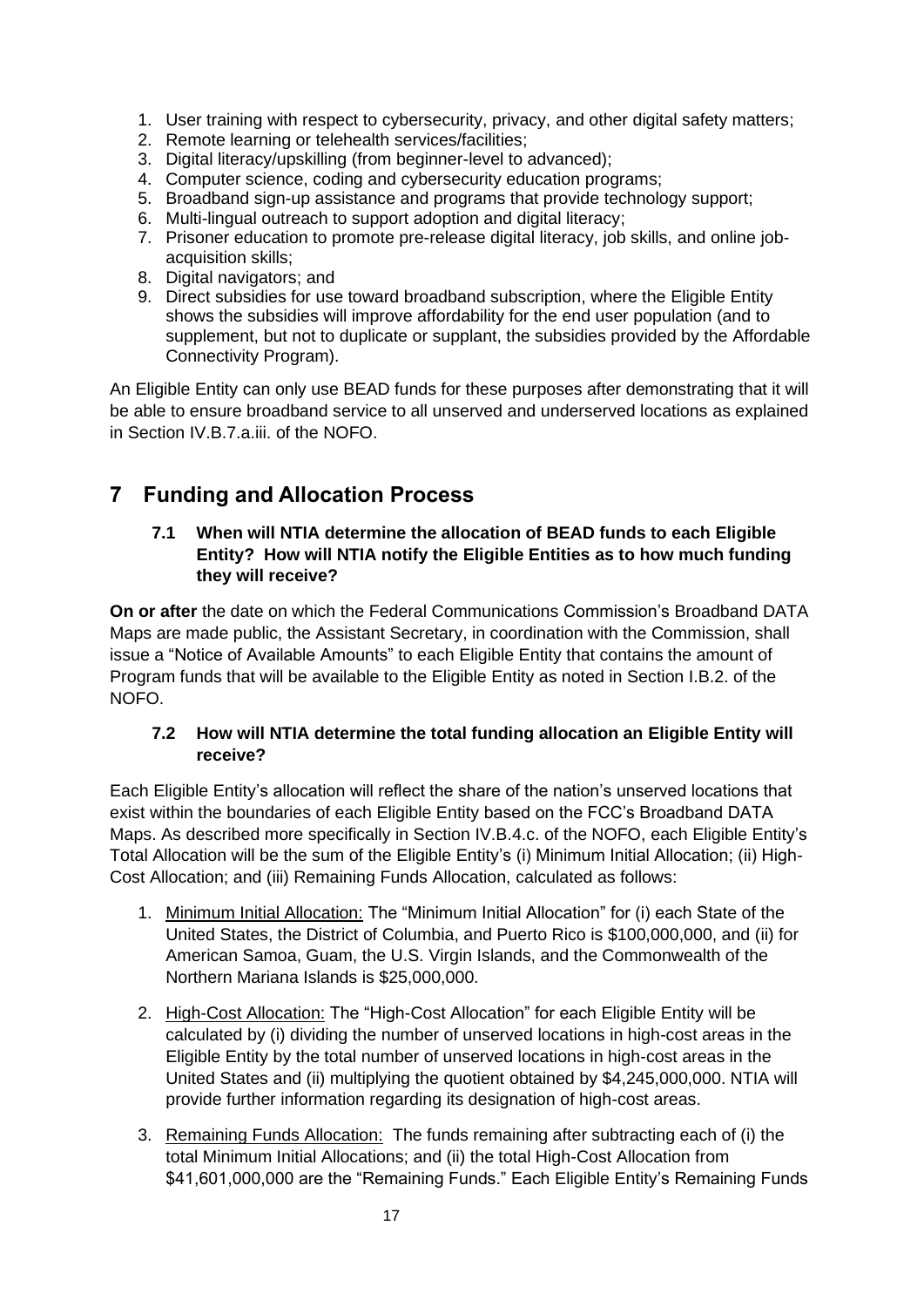1. User training with respect to cybersecurity, privacy, and other digital safety matters;
2. Remote learning or telehealth services/facilities;
3. Digital literacy/upskilling (from beginner-level to advanced);
4. Computer science, coding and cybersecurity education programs;
5. Broadband sign-up assistance and programs that provide technology support;
6. Multi-lingual outreach to support adoption and digital literacy;
7. Prisoner education to promote pre-release digital literacy, job skills, and online job-acquisition skills;
8. Digital navigators; and
9. Direct subsidies for use toward broadband subscription, where the Eligible Entity shows the subsidies will improve affordability for the end user population (and to supplement, but not to duplicate or supplant, the subsidies provided by the Affordable Connectivity Program).

An Eligible Entity can only use BEAD funds for these purposes after demonstrating that it will be able to ensure broadband service to all unserved and underserved locations as explained in Section IV.B.7.a.iii. of the NOFO.

# 7 Funding and Allocation Process

### 7.1 When will NTIA determine the allocation of BEAD funds to each Eligible Entity? How will NTIA notify the Eligible Entities as to how much funding they will receive?

**On or after** the date on which the Federal Communications Commission's Broadband DATA Maps are made public, the Assistant Secretary, in coordination with the Commission, shall issue a "Notice of Available Amounts" to each Eligible Entity that contains the amount of Program funds that will be available to the Eligible Entity as noted in Section I.B.2. of the NOFO.

### 7.2 How will NTIA determine the total funding allocation an Eligible Entity will receive?

Each Eligible Entity's allocation will reflect the share of the nation's unserved locations that exist within the boundaries of each Eligible Entity based on the FCC's Broadband DATA Maps. As described more specifically in Section IV.B.4.c. of the NOFO, each Eligible Entity's Total Allocation will be the sum of the Eligible Entity's (i) Minimum Initial Allocation; (ii) High-Cost Allocation; and (iii) Remaining Funds Allocation, calculated as follows:

1. Minimum Initial Allocation: The "Minimum Initial Allocation" for (i) each State of the United States, the District of Columbia, and Puerto Rico is $100,000,000, and (ii) for American Samoa, Guam, the U.S. Virgin Islands, and the Commonwealth of the Northern Mariana Islands is $25,000,000.

2. High-Cost Allocation: The "High-Cost Allocation" for each Eligible Entity will be calculated by (i) dividing the number of unserved locations in high-cost areas in the Eligible Entity by the total number of unserved locations in high-cost areas in the United States and (ii) multiplying the quotient obtained by $4,245,000,000. NTIA will provide further information regarding its designation of high-cost areas.

3. Remaining Funds Allocation: The funds remaining after subtracting each of (i) the total Minimum Initial Allocations; and (ii) the total High-Cost Allocation from $41,601,000,000 are the "Remaining Funds." Each Eligible Entity's Remaining Funds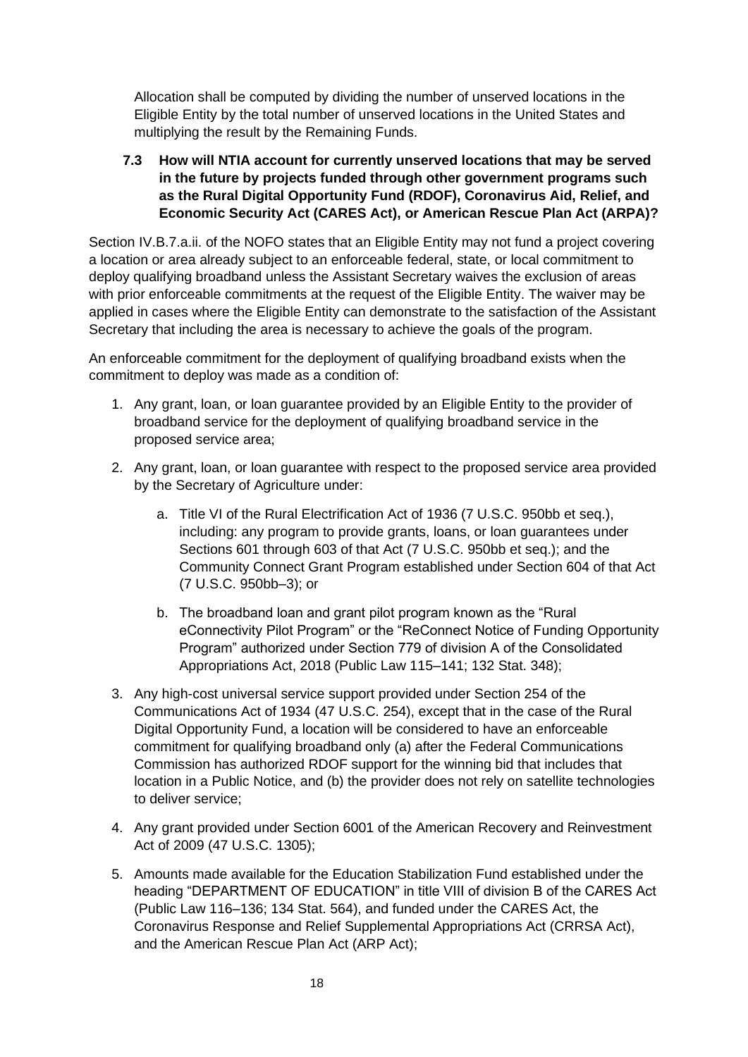Allocation shall be computed by dividing the number of unserved locations in the Eligible Entity by the total number of unserved locations in the United States and multiplying the result by the Remaining Funds.

### 7.3 How will NTIA account for currently unserved locations that may be served in the future by projects funded through other government programs such as the Rural Digital Opportunity Fund (RDOF), Coronavirus Aid, Relief, and Economic Security Act (CARES Act), or American Rescue Plan Act (ARPA)?

Section IV.B.7.a.ii. of the NOFO states that an Eligible Entity may not fund a project covering a location or area already subject to an enforceable federal, state, or local commitment to deploy qualifying broadband unless the Assistant Secretary waives the exclusion of areas with prior enforceable commitments at the request of the Eligible Entity. The waiver may be applied in cases where the Eligible Entity can demonstrate to the satisfaction of the Assistant Secretary that including the area is necessary to achieve the goals of the program.

An enforceable commitment for the deployment of qualifying broadband exists when the commitment to deploy was made as a condition of:

1. Any grant, loan, or loan guarantee provided by an Eligible Entity to the provider of broadband service for the deployment of qualifying broadband service in the proposed service area;
2. Any grant, loan, or loan guarantee with respect to the proposed service area provided by the Secretary of Agriculture under:
   a. Title VI of the Rural Electrification Act of 1936 (7 U.S.C. 950bb et seq.), including: any program to provide grants, loans, or loan guarantees under Sections 601 through 603 of that Act (7 U.S.C. 950bb et seq.); and the Community Connect Grant Program established under Section 604 of that Act (7 U.S.C. 950bb–3); or
   b. The broadband loan and grant pilot program known as the "Rural eConnectivity Pilot Program" or the "ReConnect Notice of Funding Opportunity Program" authorized under Section 779 of division A of the Consolidated Appropriations Act, 2018 (Public Law 115–141; 132 Stat. 348);
3. Any high-cost universal service support provided under Section 254 of the Communications Act of 1934 (47 U.S.C. 254), except that in the case of the Rural Digital Opportunity Fund, a location will be considered to have an enforceable commitment for qualifying broadband only (a) after the Federal Communications Commission has authorized RDOF support for the winning bid that includes that location in a Public Notice, and (b) the provider does not rely on satellite technologies to deliver service;
4. Any grant provided under Section 6001 of the American Recovery and Reinvestment Act of 2009 (47 U.S.C. 1305);
5. Amounts made available for the Education Stabilization Fund established under the heading "DEPARTMENT OF EDUCATION" in title VIII of division B of the CARES Act (Public Law 116–136; 134 Stat. 564), and funded under the CARES Act, the Coronavirus Response and Relief Supplemental Appropriations Act (CRRSA Act), and the American Rescue Plan Act (ARP Act);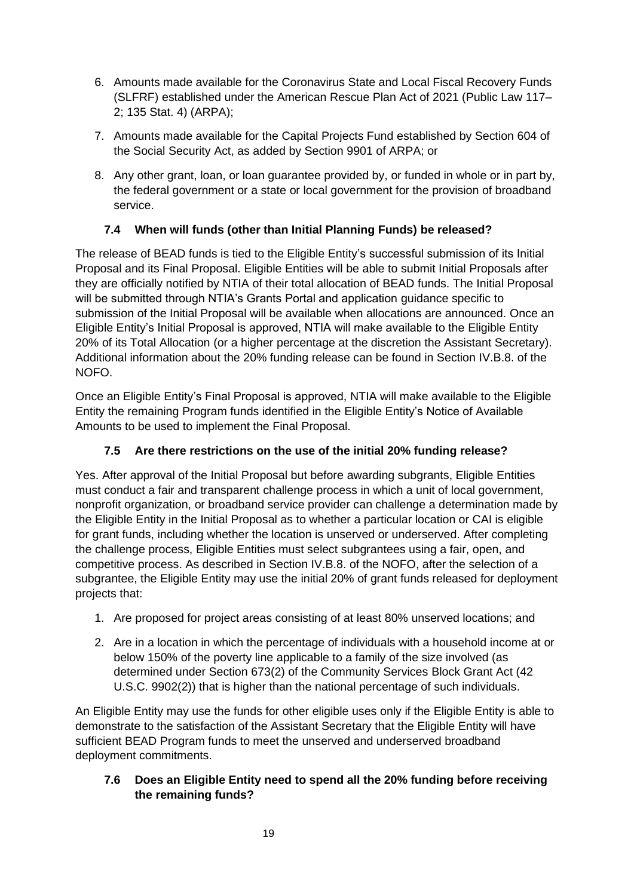6. Amounts made available for the Coronavirus State and Local Fiscal Recovery Funds (SLFRF) established under the American Rescue Plan Act of 2021 (Public Law 117–2; 135 Stat. 4) (ARPA);

7. Amounts made available for the Capital Projects Fund established by Section 604 of the Social Security Act, as added by Section 9901 of ARPA; or

8. Any other grant, loan, or loan guarantee provided by, or funded in whole or in part by, the federal government or a state or local government for the provision of broadband service.

### 7.4 When will funds (other than Initial Planning Funds) be released?

The release of BEAD funds is tied to the Eligible Entity's successful submission of its Initial Proposal and its Final Proposal. Eligible Entities will be able to submit Initial Proposals after they are officially notified by NTIA of their total allocation of BEAD funds. The Initial Proposal will be submitted through NTIA's Grants Portal and application guidance specific to submission of the Initial Proposal will be available when allocations are announced. Once an Eligible Entity's Initial Proposal is approved, NTIA will make available to the Eligible Entity 20% of its Total Allocation (or a higher percentage at the discretion the Assistant Secretary). Additional information about the 20% funding release can be found in Section IV.B.8. of the NOFO.

Once an Eligible Entity's Final Proposal is approved, NTIA will make available to the Eligible Entity the remaining Program funds identified in the Eligible Entity's Notice of Available Amounts to be used to implement the Final Proposal.

### 7.5 Are there restrictions on the use of the initial 20% funding release?

Yes. After approval of the Initial Proposal but before awarding subgrants, Eligible Entities must conduct a fair and transparent challenge process in which a unit of local government, nonprofit organization, or broadband service provider can challenge a determination made by the Eligible Entity in the Initial Proposal as to whether a particular location or CAI is eligible for grant funds, including whether the location is unserved or underserved. After completing the challenge process, Eligible Entities must select subgrantees using a fair, open, and competitive process. As described in Section IV.B.8. of the NOFO, after the selection of a subgrantee, the Eligible Entity may use the initial 20% of grant funds released for deployment projects that:

1. Are proposed for project areas consisting of at least 80% unserved locations; and

2. Are in a location in which the percentage of individuals with a household income at or below 150% of the poverty line applicable to a family of the size involved (as determined under Section 673(2) of the Community Services Block Grant Act (42 U.S.C. 9902(2)) that is higher than the national percentage of such individuals.

An Eligible Entity may use the funds for other eligible uses only if the Eligible Entity is able to demonstrate to the satisfaction of the Assistant Secretary that the Eligible Entity will have sufficient BEAD Program funds to meet the unserved and underserved broadband deployment commitments.

### 7.6 Does an Eligible Entity need to spend all the 20% funding before receiving the remaining funds?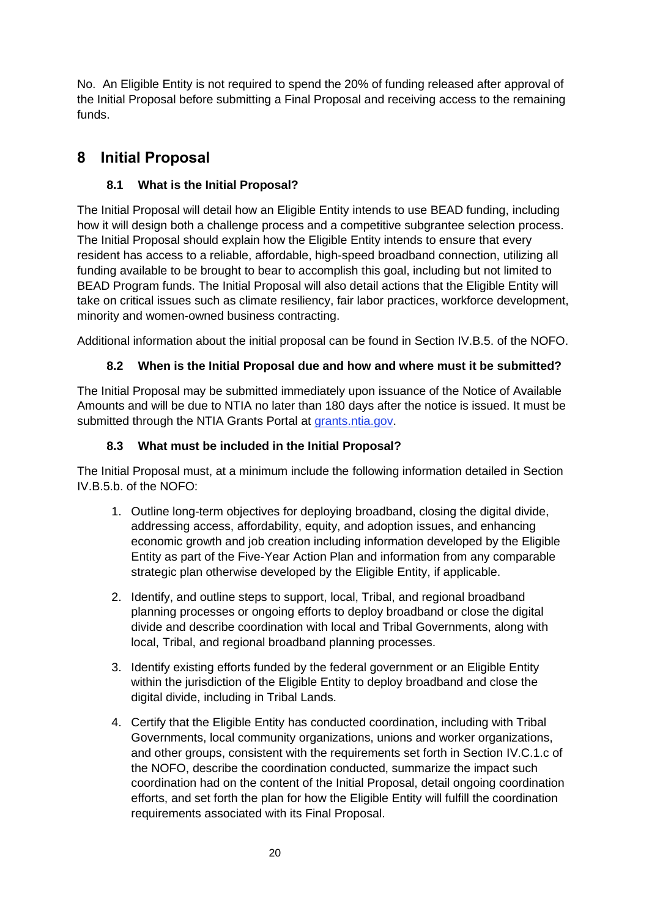No. An Eligible Entity is not required to spend the 20% of funding released after approval of the Initial Proposal before submitting a Final Proposal and receiving access to the remaining funds.

# 8 Initial Proposal

## 8.1 What is the Initial Proposal?

The Initial Proposal will detail how an Eligible Entity intends to use BEAD funding, including how it will design both a challenge process and a competitive subgrantee selection process. The Initial Proposal should explain how the Eligible Entity intends to ensure that every resident has access to a reliable, affordable, high-speed broadband connection, utilizing all funding available to be brought to bear to accomplish this goal, including but not limited to BEAD Program funds. The Initial Proposal will also detail actions that the Eligible Entity will take on critical issues such as climate resiliency, fair labor practices, workforce development, minority and women-owned business contracting.

Additional information about the initial proposal can be found in Section IV.B.5. of the NOFO.

## 8.2 When is the Initial Proposal due and how and where must it be submitted?

The Initial Proposal may be submitted immediately upon issuance of the Notice of Available Amounts and will be due to NTIA no later than 180 days after the notice is issued. It must be submitted through the NTIA Grants Portal at [grants.ntia.gov](https://grants.ntia.gov).

## 8.3 What must be included in the Initial Proposal?

The Initial Proposal must, at a minimum include the following information detailed in Section IV.B.5.b. of the NOFO:

1. Outline long-term objectives for deploying broadband, closing the digital divide, addressing access, affordability, equity, and adoption issues, and enhancing economic growth and job creation including information developed by the Eligible Entity as part of the Five-Year Action Plan and information from any comparable strategic plan otherwise developed by the Eligible Entity, if applicable.

2. Identify, and outline steps to support, local, Tribal, and regional broadband planning processes or ongoing efforts to deploy broadband or close the digital divide and describe coordination with local and Tribal Governments, along with local, Tribal, and regional broadband planning processes.

3. Identify existing efforts funded by the federal government or an Eligible Entity within the jurisdiction of the Eligible Entity to deploy broadband and close the digital divide, including in Tribal Lands.

4. Certify that the Eligible Entity has conducted coordination, including with Tribal Governments, local community organizations, unions and worker organizations, and other groups, consistent with the requirements set forth in Section IV.C.1.c of the NOFO, describe the coordination conducted, summarize the impact such coordination had on the content of the Initial Proposal, detail ongoing coordination efforts, and set forth the plan for how the Eligible Entity will fulfill the coordination requirements associated with its Final Proposal.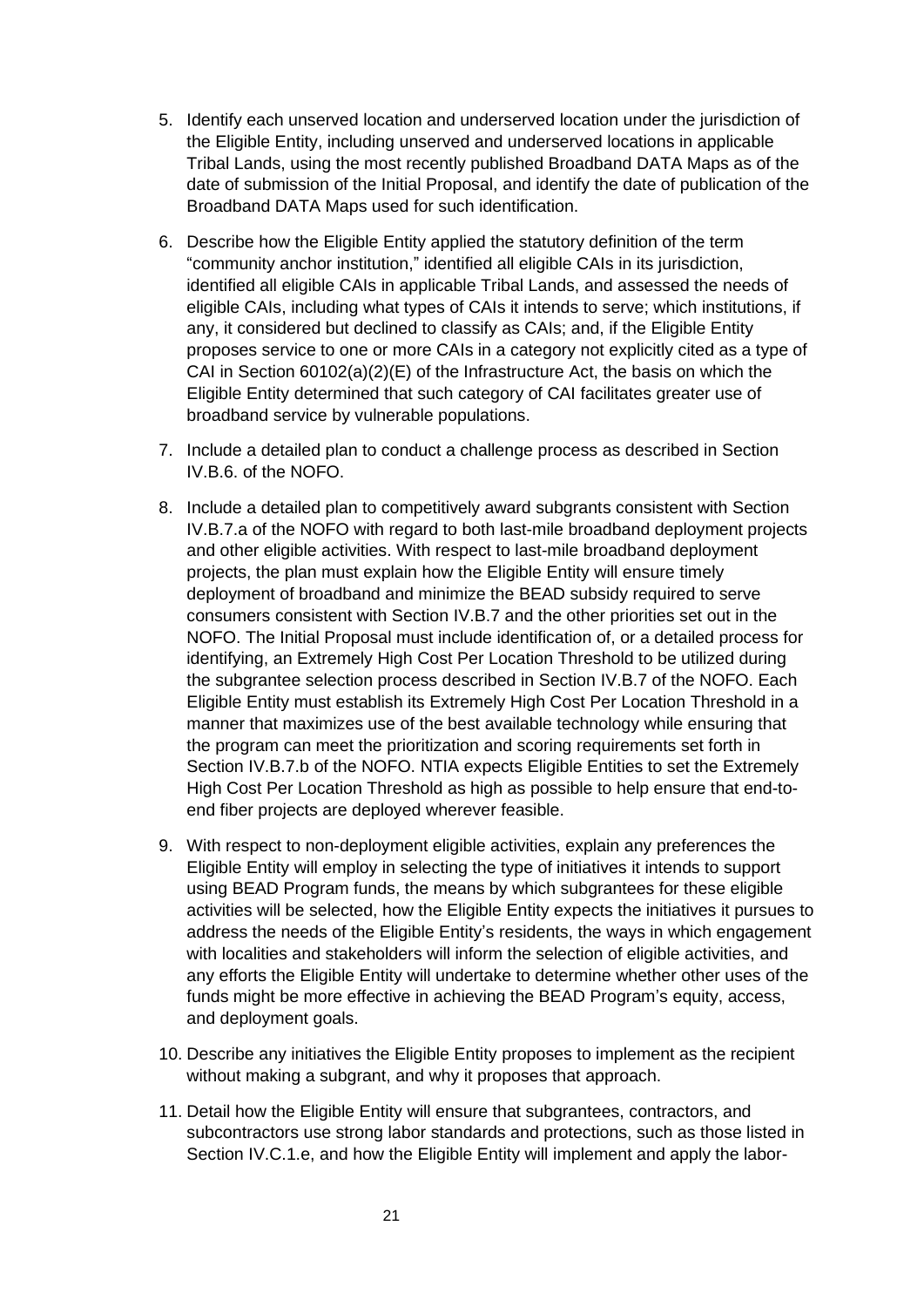5. Identify each unserved location and underserved location under the jurisdiction of the Eligible Entity, including unserved and underserved locations in applicable Tribal Lands, using the most recently published Broadband DATA Maps as of the date of submission of the Initial Proposal, and identify the date of publication of the Broadband DATA Maps used for such identification.

6. Describe how the Eligible Entity applied the statutory definition of the term "community anchor institution," identified all eligible CAIs in its jurisdiction, identified all eligible CAIs in applicable Tribal Lands, and assessed the needs of eligible CAIs, including what types of CAIs it intends to serve; which institutions, if any, it considered but declined to classify as CAIs; and, if the Eligible Entity proposes service to one or more CAIs in a category not explicitly cited as a type of CAI in Section 60102(a)(2)(E) of the Infrastructure Act, the basis on which the Eligible Entity determined that such category of CAI facilitates greater use of broadband service by vulnerable populations.

7. Include a detailed plan to conduct a challenge process as described in Section IV.B.6. of the NOFO.

8. Include a detailed plan to competitively award subgrants consistent with Section IV.B.7.a of the NOFO with regard to both last-mile broadband deployment projects and other eligible activities. With respect to last-mile broadband deployment projects, the plan must explain how the Eligible Entity will ensure timely deployment of broadband and minimize the BEAD subsidy required to serve consumers consistent with Section IV.B.7 and the other priorities set out in the NOFO. The Initial Proposal must include identification of, or a detailed process for identifying, an Extremely High Cost Per Location Threshold to be utilized during the subgrantee selection process described in Section IV.B.7 of the NOFO. Each Eligible Entity must establish its Extremely High Cost Per Location Threshold in a manner that maximizes use of the best available technology while ensuring that the program can meet the prioritization and scoring requirements set forth in Section IV.B.7.b of the NOFO. NTIA expects Eligible Entities to set the Extremely High Cost Per Location Threshold as high as possible to help ensure that end-to-end fiber projects are deployed wherever feasible.

9. With respect to non-deployment eligible activities, explain any preferences the Eligible Entity will employ in selecting the type of initiatives it intends to support using BEAD Program funds, the means by which subgrantees for these eligible activities will be selected, how the Eligible Entity expects the initiatives it pursues to address the needs of the Eligible Entity's residents, the ways in which engagement with localities and stakeholders will inform the selection of eligible activities, and any efforts the Eligible Entity will undertake to determine whether other uses of the funds might be more effective in achieving the BEAD Program's equity, access, and deployment goals.

10. Describe any initiatives the Eligible Entity proposes to implement as the recipient without making a subgrant, and why it proposes that approach.

11. Detail how the Eligible Entity will ensure that subgrantees, contractors, and subcontractors use strong labor standards and protections, such as those listed in Section IV.C.1.e, and how the Eligible Entity will implement and apply the labor-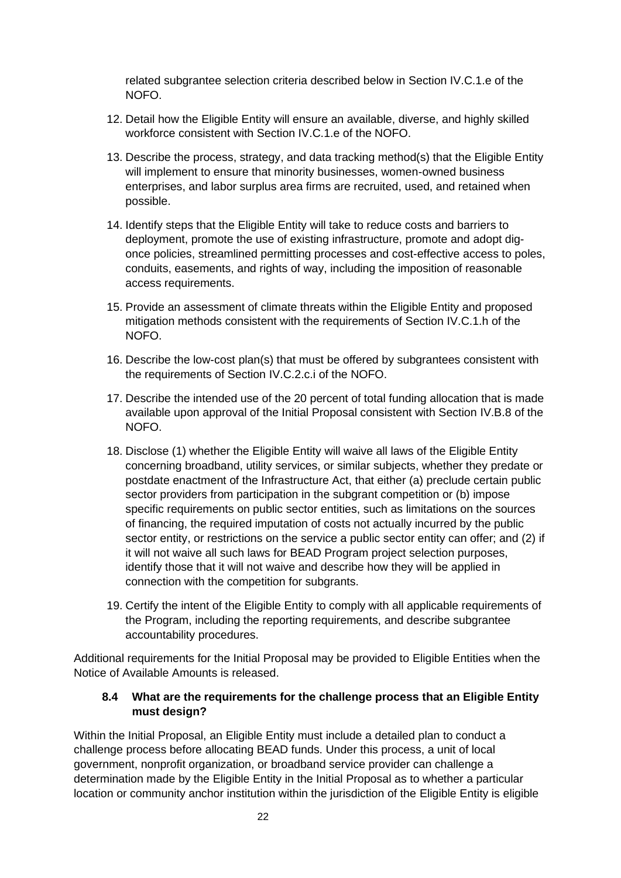related subgrantee selection criteria described below in Section IV.C.1.e of the NOFO.

12. Detail how the Eligible Entity will ensure an available, diverse, and highly skilled workforce consistent with Section IV.C.1.e of the NOFO.
13. Describe the process, strategy, and data tracking method(s) that the Eligible Entity will implement to ensure that minority businesses, women-owned business enterprises, and labor surplus area firms are recruited, used, and retained when possible.
14. Identify steps that the Eligible Entity will take to reduce costs and barriers to deployment, promote the use of existing infrastructure, promote and adopt dig-once policies, streamlined permitting processes and cost-effective access to poles, conduits, easements, and rights of way, including the imposition of reasonable access requirements.
15. Provide an assessment of climate threats within the Eligible Entity and proposed mitigation methods consistent with the requirements of Section IV.C.1.h of the NOFO.
16. Describe the low-cost plan(s) that must be offered by subgrantees consistent with the requirements of Section IV.C.2.c.i of the NOFO.
17. Describe the intended use of the 20 percent of total funding allocation that is made available upon approval of the Initial Proposal consistent with Section IV.B.8 of the NOFO.
18. Disclose (1) whether the Eligible Entity will waive all laws of the Eligible Entity concerning broadband, utility services, or similar subjects, whether they predate or postdate enactment of the Infrastructure Act, that either (a) preclude certain public sector providers from participation in the subgrant competition or (b) impose specific requirements on public sector entities, such as limitations on the sources of financing, the required imputation of costs not actually incurred by the public sector entity, or restrictions on the service a public sector entity can offer; and (2) if it will not waive all such laws for BEAD Program project selection purposes, identify those that it will not waive and describe how they will be applied in connection with the competition for subgrants.
19. Certify the intent of the Eligible Entity to comply with all applicable requirements of the Program, including the reporting requirements, and describe subgrantee accountability procedures.

Additional requirements for the Initial Proposal may be provided to Eligible Entities when the Notice of Available Amounts is released.

### 8.4 What are the requirements for the challenge process that an Eligible Entity must design?

Within the Initial Proposal, an Eligible Entity must include a detailed plan to conduct a challenge process before allocating BEAD funds. Under this process, a unit of local government, nonprofit organization, or broadband service provider can challenge a determination made by the Eligible Entity in the Initial Proposal as to whether a particular location or community anchor institution within the jurisdiction of the Eligible Entity is eligible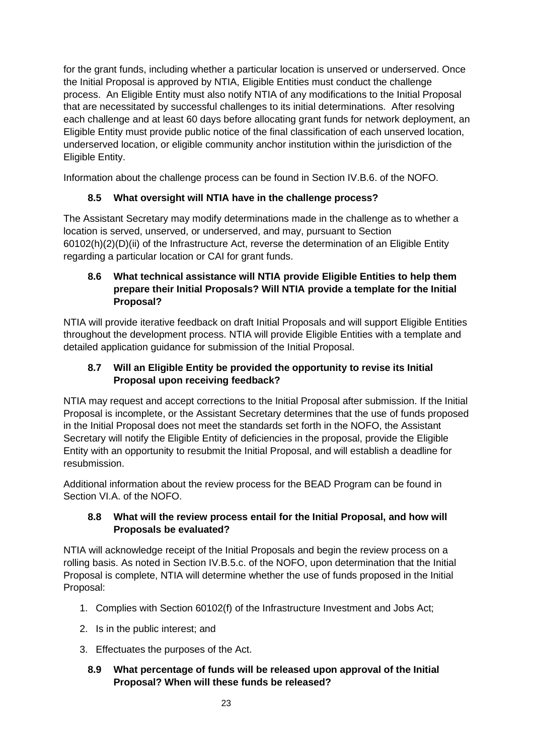for the grant funds, including whether a particular location is unserved or underserved. Once the Initial Proposal is approved by NTIA, Eligible Entities must conduct the challenge process. An Eligible Entity must also notify NTIA of any modifications to the Initial Proposal that are necessitated by successful challenges to its initial determinations. After resolving each challenge and at least 60 days before allocating grant funds for network deployment, an Eligible Entity must provide public notice of the final classification of each unserved location, underserved location, or eligible community anchor institution within the jurisdiction of the Eligible Entity.

Information about the challenge process can be found in Section IV.B.6. of the NOFO.

### 8.5 What oversight will NTIA have in the challenge process?

The Assistant Secretary may modify determinations made in the challenge as to whether a location is served, unserved, or underserved, and may, pursuant to Section 60102(h)(2)(D)(ii) of the Infrastructure Act, reverse the determination of an Eligible Entity regarding a particular location or CAI for grant funds.

### 8.6 What technical assistance will NTIA provide Eligible Entities to help them prepare their Initial Proposals? Will NTIA provide a template for the Initial Proposal?

NTIA will provide iterative feedback on draft Initial Proposals and will support Eligible Entities throughout the development process. NTIA will provide Eligible Entities with a template and detailed application guidance for submission of the Initial Proposal.

### 8.7 Will an Eligible Entity be provided the opportunity to revise its Initial Proposal upon receiving feedback?

NTIA may request and accept corrections to the Initial Proposal after submission. If the Initial Proposal is incomplete, or the Assistant Secretary determines that the use of funds proposed in the Initial Proposal does not meet the standards set forth in the NOFO, the Assistant Secretary will notify the Eligible Entity of deficiencies in the proposal, provide the Eligible Entity with an opportunity to resubmit the Initial Proposal, and will establish a deadline for resubmission.

Additional information about the review process for the BEAD Program can be found in Section VI.A. of the NOFO.

### 8.8 What will the review process entail for the Initial Proposal, and how will Proposals be evaluated?

NTIA will acknowledge receipt of the Initial Proposals and begin the review process on a rolling basis. As noted in Section IV.B.5.c. of the NOFO, upon determination that the Initial Proposal is complete, NTIA will determine whether the use of funds proposed in the Initial Proposal:

1. Complies with Section 60102(f) of the Infrastructure Investment and Jobs Act;
2. Is in the public interest; and
3. Effectuates the purposes of the Act.

### 8.9 What percentage of funds will be released upon approval of the Initial Proposal? When will these funds be released?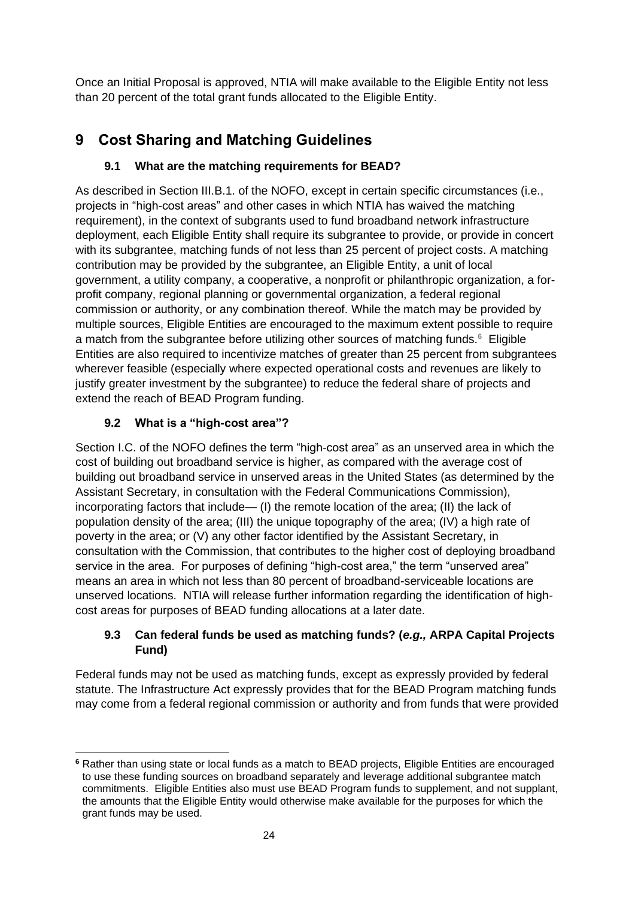Once an Initial Proposal is approved, NTIA will make available to the Eligible Entity not less than 20 percent of the total grant funds allocated to the Eligible Entity.

# 9 Cost Sharing and Matching Guidelines

## 9.1 What are the matching requirements for BEAD?

As described in Section III.B.1. of the NOFO, except in certain specific circumstances (i.e., projects in "high-cost areas" and other cases in which NTIA has waived the matching requirement), in the context of subgrants used to fund broadband network infrastructure deployment, each Eligible Entity shall require its subgrantee to provide, or provide in concert with its subgrantee, matching funds of not less than 25 percent of project costs. A matching contribution may be provided by the subgrantee, an Eligible Entity, a unit of local government, a utility company, a cooperative, a nonprofit or philanthropic organization, a for-profit company, regional planning or governmental organization, a federal regional commission or authority, or any combination thereof. While the match may be provided by multiple sources, Eligible Entities are encouraged to the maximum extent possible to require a match from the subgrantee before utilizing other sources of matching funds.[6] Eligible Entities are also required to incentivize matches of greater than 25 percent from subgrantees wherever feasible (especially where expected operational costs and revenues are likely to justify greater investment by the subgrantee) to reduce the federal share of projects and extend the reach of BEAD Program funding.

## 9.2 What is a "high-cost area"?

Section I.C. of the NOFO defines the term "high-cost area" as an unserved area in which the cost of building out broadband service is higher, as compared with the average cost of building out broadband service in unserved areas in the United States (as determined by the Assistant Secretary, in consultation with the Federal Communications Commission), incorporating factors that include— (I) the remote location of the area; (II) the lack of population density of the area; (III) the unique topography of the area; (IV) a high rate of poverty in the area; or (V) any other factor identified by the Assistant Secretary, in consultation with the Commission, that contributes to the higher cost of deploying broadband service in the area. For purposes of defining "high-cost area," the term "unserved area" means an area in which not less than 80 percent of broadband-serviceable locations are unserved locations. NTIA will release further information regarding the identification of high-cost areas for purposes of BEAD funding allocations at a later date.

## 9.3 Can federal funds be used as matching funds? (*e.g.,* ARPA Capital Projects Fund)

Federal funds may not be used as matching funds, except as expressly provided by federal statute. The Infrastructure Act expressly provides that for the BEAD Program matching funds may come from a federal regional commission or authority and from funds that were provided

---

[6] Rather than using state or local funds as a match to BEAD projects, Eligible Entities are encouraged to use these funding sources on broadband separately and leverage additional subgrantee match commitments. Eligible Entities also must use BEAD Program funds to supplement, and not supplant, the amounts that the Eligible Entity would otherwise make available for the purposes for which the grant funds may be used.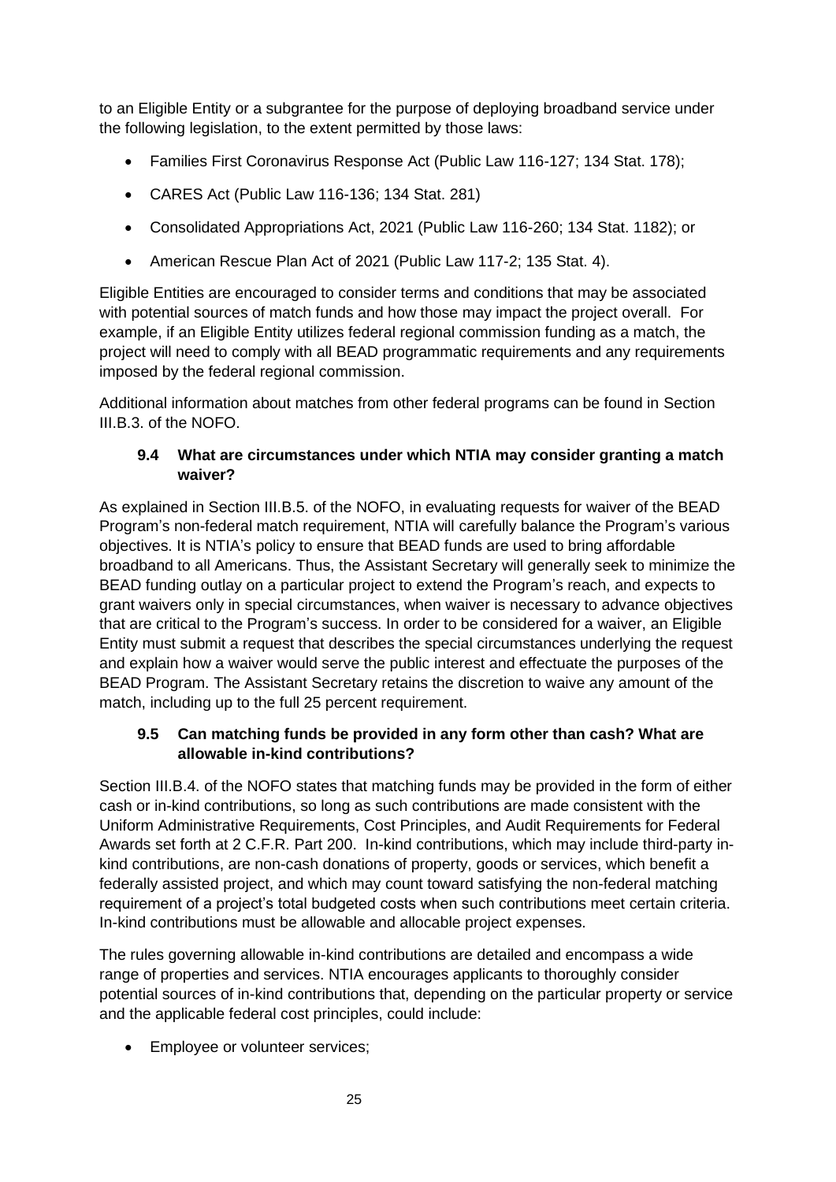to an Eligible Entity or a subgrantee for the purpose of deploying broadband service under the following legislation, to the extent permitted by those laws:

- Families First Coronavirus Response Act (Public Law 116-127; 134 Stat. 178);
- CARES Act (Public Law 116-136; 134 Stat. 281)
- Consolidated Appropriations Act, 2021 (Public Law 116-260; 134 Stat. 1182); or
- American Rescue Plan Act of 2021 (Public Law 117-2; 135 Stat. 4).

Eligible Entities are encouraged to consider terms and conditions that may be associated with potential sources of match funds and how those may impact the project overall. For example, if an Eligible Entity utilizes federal regional commission funding as a match, the project will need to comply with all BEAD programmatic requirements and any requirements imposed by the federal regional commission.

Additional information about matches from other federal programs can be found in Section III.B.3. of the NOFO.

### 9.4 What are circumstances under which NTIA may consider granting a match waiver?

As explained in Section III.B.5. of the NOFO, in evaluating requests for waiver of the BEAD Program's non-federal match requirement, NTIA will carefully balance the Program's various objectives. It is NTIA's policy to ensure that BEAD funds are used to bring affordable broadband to all Americans. Thus, the Assistant Secretary will generally seek to minimize the BEAD funding outlay on a particular project to extend the Program's reach, and expects to grant waivers only in special circumstances, when waiver is necessary to advance objectives that are critical to the Program's success. In order to be considered for a waiver, an Eligible Entity must submit a request that describes the special circumstances underlying the request and explain how a waiver would serve the public interest and effectuate the purposes of the BEAD Program. The Assistant Secretary retains the discretion to waive any amount of the match, including up to the full 25 percent requirement.

### 9.5 Can matching funds be provided in any form other than cash? What are allowable in-kind contributions?

Section III.B.4. of the NOFO states that matching funds may be provided in the form of either cash or in-kind contributions, so long as such contributions are made consistent with the Uniform Administrative Requirements, Cost Principles, and Audit Requirements for Federal Awards set forth at 2 C.F.R. Part 200. In-kind contributions, which may include third-party in-kind contributions, are non-cash donations of property, goods or services, which benefit a federally assisted project, and which may count toward satisfying the non-federal matching requirement of a project's total budgeted costs when such contributions meet certain criteria. In-kind contributions must be allowable and allocable project expenses.

The rules governing allowable in-kind contributions are detailed and encompass a wide range of properties and services. NTIA encourages applicants to thoroughly consider potential sources of in-kind contributions that, depending on the particular property or service and the applicable federal cost principles, could include:

- Employee or volunteer services;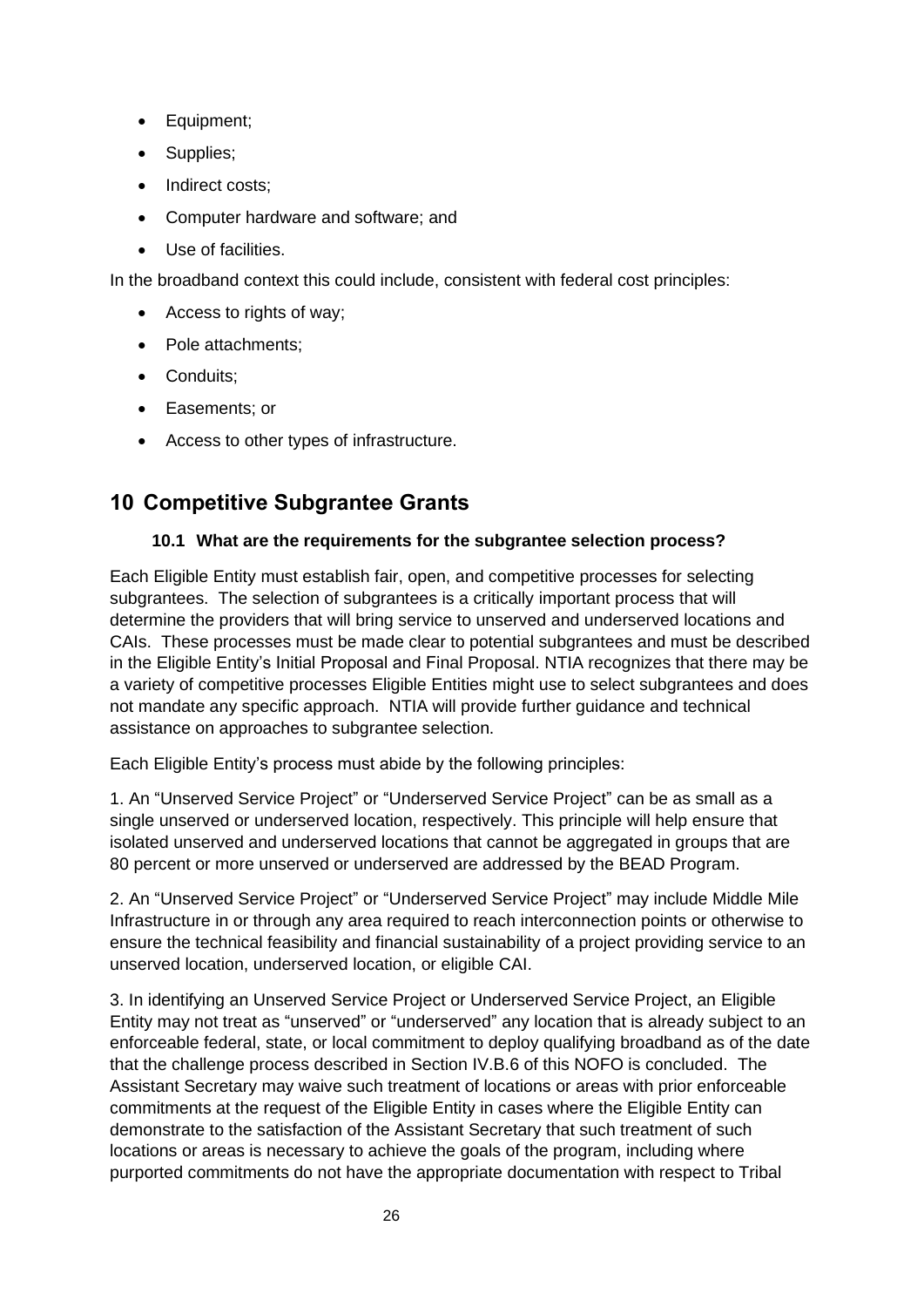- Equipment;
- Supplies;
- Indirect costs;
- Computer hardware and software; and
- Use of facilities.

In the broadband context this could include, consistent with federal cost principles:

- Access to rights of way;
- Pole attachments;
- Conduits;
- Easements; or
- Access to other types of infrastructure.

# 10 Competitive Subgrantee Grants

### 10.1 What are the requirements for the subgrantee selection process?

Each Eligible Entity must establish fair, open, and competitive processes for selecting subgrantees. The selection of subgrantees is a critically important process that will determine the providers that will bring service to unserved and underserved locations and CAIs. These processes must be made clear to potential subgrantees and must be described in the Eligible Entity's Initial Proposal and Final Proposal. NTIA recognizes that there may be a variety of competitive processes Eligible Entities might use to select subgrantees and does not mandate any specific approach. NTIA will provide further guidance and technical assistance on approaches to subgrantee selection.

Each Eligible Entity's process must abide by the following principles:

1. An "Unserved Service Project" or "Underserved Service Project" can be as small as a single unserved or underserved location, respectively. This principle will help ensure that isolated unserved and underserved locations that cannot be aggregated in groups that are 80 percent or more unserved or underserved are addressed by the BEAD Program.

2. An "Unserved Service Project" or "Underserved Service Project" may include Middle Mile Infrastructure in or through any area required to reach interconnection points or otherwise to ensure the technical feasibility and financial sustainability of a project providing service to an unserved location, underserved location, or eligible CAI.

3. In identifying an Unserved Service Project or Underserved Service Project, an Eligible Entity may not treat as "unserved" or "underserved" any location that is already subject to an enforceable federal, state, or local commitment to deploy qualifying broadband as of the date that the challenge process described in Section IV.B.6 of this NOFO is concluded. The Assistant Secretary may waive such treatment of locations or areas with prior enforceable commitments at the request of the Eligible Entity in cases where the Eligible Entity can demonstrate to the satisfaction of the Assistant Secretary that such treatment of such locations or areas is necessary to achieve the goals of the program, including where purported commitments do not have the appropriate documentation with respect to Tribal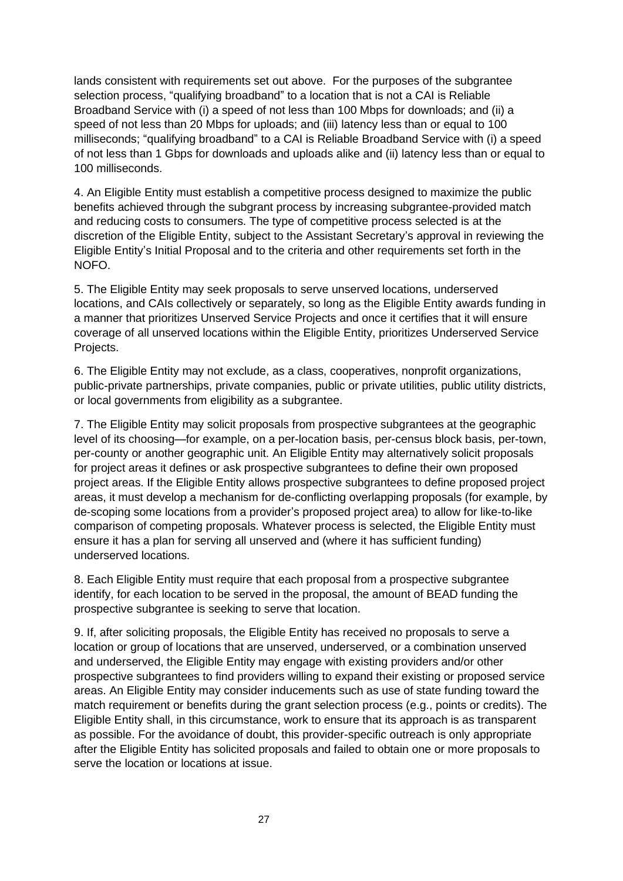lands consistent with requirements set out above. For the purposes of the subgrantee selection process, “qualifying broadband” to a location that is not a CAI is Reliable Broadband Service with (i) a speed of not less than 100 Mbps for downloads; and (ii) a speed of not less than 20 Mbps for uploads; and (iii) latency less than or equal to 100 milliseconds; “qualifying broadband” to a CAI is Reliable Broadband Service with (i) a speed of not less than 1 Gbps for downloads and uploads alike and (ii) latency less than or equal to 100 milliseconds.

4. An Eligible Entity must establish a competitive process designed to maximize the public benefits achieved through the subgrant process by increasing subgrantee-provided match and reducing costs to consumers. The type of competitive process selected is at the discretion of the Eligible Entity, subject to the Assistant Secretary’s approval in reviewing the Eligible Entity’s Initial Proposal and to the criteria and other requirements set forth in the NOFO.

5. The Eligible Entity may seek proposals to serve unserved locations, underserved locations, and CAIs collectively or separately, so long as the Eligible Entity awards funding in a manner that prioritizes Unserved Service Projects and once it certifies that it will ensure coverage of all unserved locations within the Eligible Entity, prioritizes Underserved Service Projects.

6. The Eligible Entity may not exclude, as a class, cooperatives, nonprofit organizations, public-private partnerships, private companies, public or private utilities, public utility districts, or local governments from eligibility as a subgrantee.

7. The Eligible Entity may solicit proposals from prospective subgrantees at the geographic level of its choosing—for example, on a per-location basis, per-census block basis, per-town, per-county or another geographic unit. An Eligible Entity may alternatively solicit proposals for project areas it defines or ask prospective subgrantees to define their own proposed project areas. If the Eligible Entity allows prospective subgrantees to define proposed project areas, it must develop a mechanism for de-conflicting overlapping proposals (for example, by de-scoping some locations from a provider’s proposed project area) to allow for like-to-like comparison of competing proposals. Whatever process is selected, the Eligible Entity must ensure it has a plan for serving all unserved and (where it has sufficient funding) underserved locations.

8. Each Eligible Entity must require that each proposal from a prospective subgrantee identify, for each location to be served in the proposal, the amount of BEAD funding the prospective subgrantee is seeking to serve that location.

9. If, after soliciting proposals, the Eligible Entity has received no proposals to serve a location or group of locations that are unserved, underserved, or a combination unserved and underserved, the Eligible Entity may engage with existing providers and/or other prospective subgrantees to find providers willing to expand their existing or proposed service areas. An Eligible Entity may consider inducements such as use of state funding toward the match requirement or benefits during the grant selection process (e.g., points or credits). The Eligible Entity shall, in this circumstance, work to ensure that its approach is as transparent as possible. For the avoidance of doubt, this provider-specific outreach is only appropriate after the Eligible Entity has solicited proposals and failed to obtain one or more proposals to serve the location or locations at issue.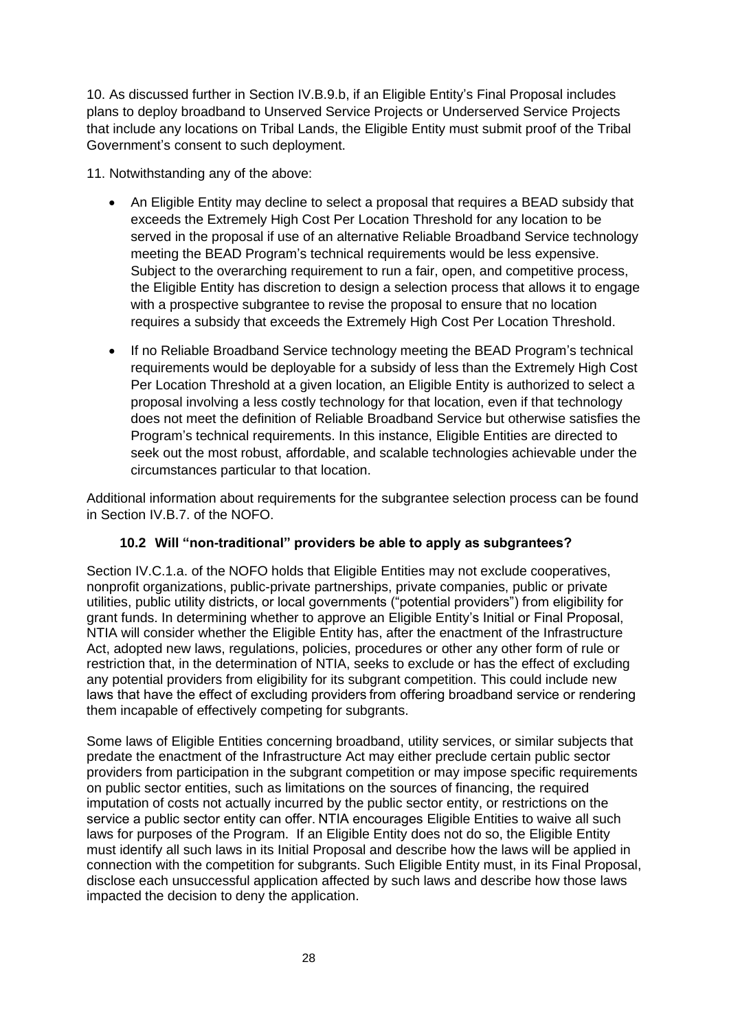10. As discussed further in Section IV.B.9.b, if an Eligible Entity's Final Proposal includes plans to deploy broadband to Unserved Service Projects or Underserved Service Projects that include any locations on Tribal Lands, the Eligible Entity must submit proof of the Tribal Government's consent to such deployment.

11. Notwithstanding any of the above:

- An Eligible Entity may decline to select a proposal that requires a BEAD subsidy that exceeds the Extremely High Cost Per Location Threshold for any location to be served in the proposal if use of an alternative Reliable Broadband Service technology meeting the BEAD Program's technical requirements would be less expensive. Subject to the overarching requirement to run a fair, open, and competitive process, the Eligible Entity has discretion to design a selection process that allows it to engage with a prospective subgrantee to revise the proposal to ensure that no location requires a subsidy that exceeds the Extremely High Cost Per Location Threshold.
- If no Reliable Broadband Service technology meeting the BEAD Program's technical requirements would be deployable for a subsidy of less than the Extremely High Cost Per Location Threshold at a given location, an Eligible Entity is authorized to select a proposal involving a less costly technology for that location, even if that technology does not meet the definition of Reliable Broadband Service but otherwise satisfies the Program's technical requirements. In this instance, Eligible Entities are directed to seek out the most robust, affordable, and scalable technologies achievable under the circumstances particular to that location.

Additional information about requirements for the subgrantee selection process can be found in Section IV.B.7. of the NOFO.

### 10.2 Will "non-traditional" providers be able to apply as subgrantees?

Section IV.C.1.a. of the NOFO holds that Eligible Entities may not exclude cooperatives, nonprofit organizations, public-private partnerships, private companies, public or private utilities, public utility districts, or local governments ("potential providers") from eligibility for grant funds. In determining whether to approve an Eligible Entity's Initial or Final Proposal, NTIA will consider whether the Eligible Entity has, after the enactment of the Infrastructure Act, adopted new laws, regulations, policies, procedures or other any other form of rule or restriction that, in the determination of NTIA, seeks to exclude or has the effect of excluding any potential providers from eligibility for its subgrant competition. This could include new laws that have the effect of excluding providers from offering broadband service or rendering them incapable of effectively competing for subgrants.

Some laws of Eligible Entities concerning broadband, utility services, or similar subjects that predate the enactment of the Infrastructure Act may either preclude certain public sector providers from participation in the subgrant competition or may impose specific requirements on public sector entities, such as limitations on the sources of financing, the required imputation of costs not actually incurred by the public sector entity, or restrictions on the service a public sector entity can offer. NTIA encourages Eligible Entities to waive all such laws for purposes of the Program. If an Eligible Entity does not do so, the Eligible Entity must identify all such laws in its Initial Proposal and describe how the laws will be applied in connection with the competition for subgrants. Such Eligible Entity must, in its Final Proposal, disclose each unsuccessful application affected by such laws and describe how those laws impacted the decision to deny the application.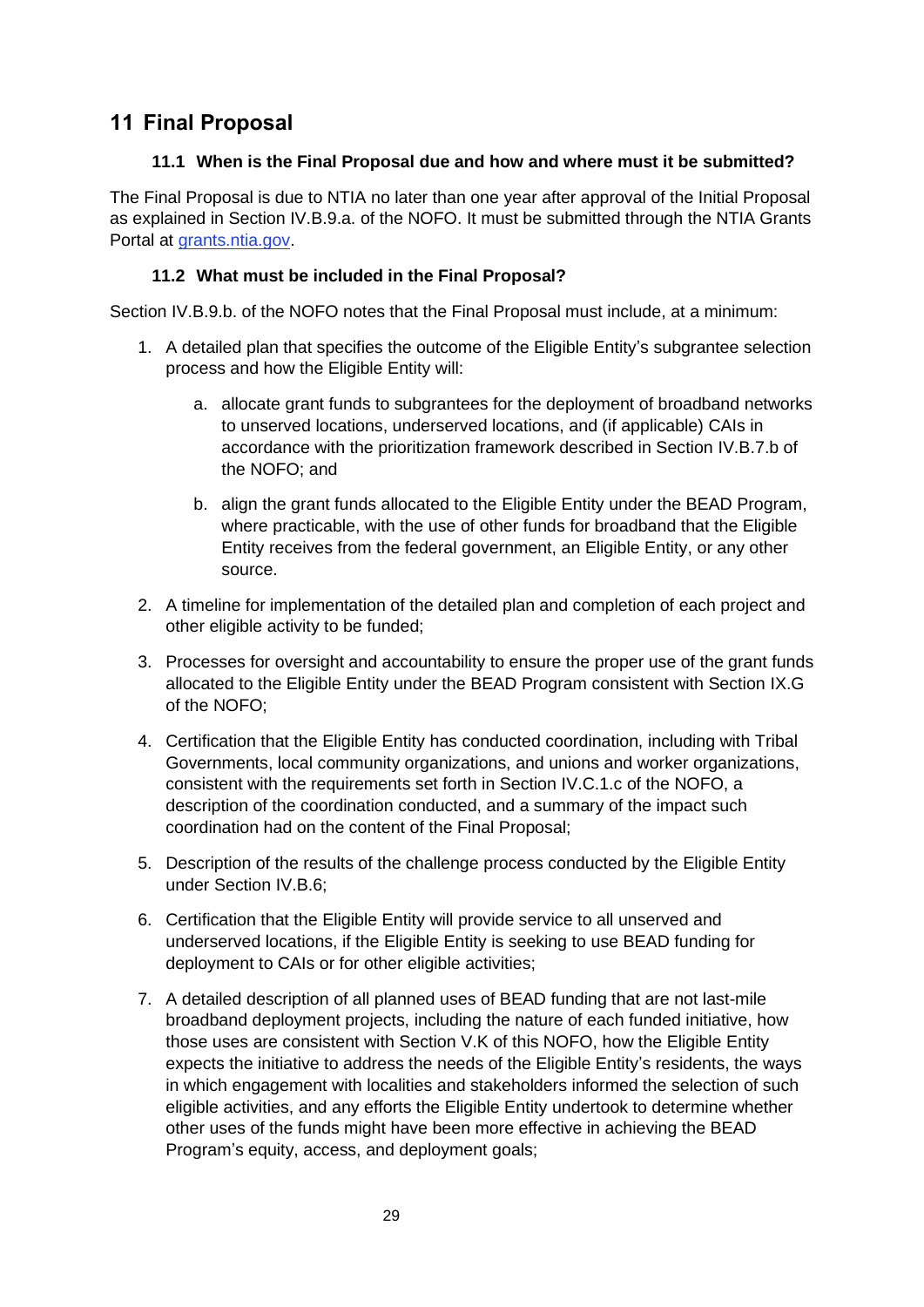# 11 Final Proposal

## 11.1 When is the Final Proposal due and how and where must it be submitted?

The Final Proposal is due to NTIA no later than one year after approval of the Initial Proposal as explained in Section IV.B.9.a. of the NOFO. It must be submitted through the NTIA Grants Portal at [grants.ntia.gov](grants.ntia.gov).

## 11.2 What must be included in the Final Proposal?

Section IV.B.9.b. of the NOFO notes that the Final Proposal must include, at a minimum:

1. A detailed plan that specifies the outcome of the Eligible Entity's subgrantee selection process and how the Eligible Entity will:
    a. allocate grant funds to subgrantees for the deployment of broadband networks to unserved locations, underserved locations, and (if applicable) CAIs in accordance with the prioritization framework described in Section IV.B.7.b of the NOFO; and
    b. align the grant funds allocated to the Eligible Entity under the BEAD Program, where practicable, with the use of other funds for broadband that the Eligible Entity receives from the federal government, an Eligible Entity, or any other source.
2. A timeline for implementation of the detailed plan and completion of each project and other eligible activity to be funded;
3. Processes for oversight and accountability to ensure the proper use of the grant funds allocated to the Eligible Entity under the BEAD Program consistent with Section IX.G of the NOFO;
4. Certification that the Eligible Entity has conducted coordination, including with Tribal Governments, local community organizations, and unions and worker organizations, consistent with the requirements set forth in Section IV.C.1.c of the NOFO, a description of the coordination conducted, and a summary of the impact such coordination had on the content of the Final Proposal;
5. Description of the results of the challenge process conducted by the Eligible Entity under Section IV.B.6;
6. Certification that the Eligible Entity will provide service to all unserved and underserved locations, if the Eligible Entity is seeking to use BEAD funding for deployment to CAIs or for other eligible activities;
7. A detailed description of all planned uses of BEAD funding that are not last-mile broadband deployment projects, including the nature of each funded initiative, how those uses are consistent with Section V.K of this NOFO, how the Eligible Entity expects the initiative to address the needs of the Eligible Entity's residents, the ways in which engagement with localities and stakeholders informed the selection of such eligible activities, and any efforts the Eligible Entity undertook to determine whether other uses of the funds might have been more effective in achieving the BEAD Program's equity, access, and deployment goals;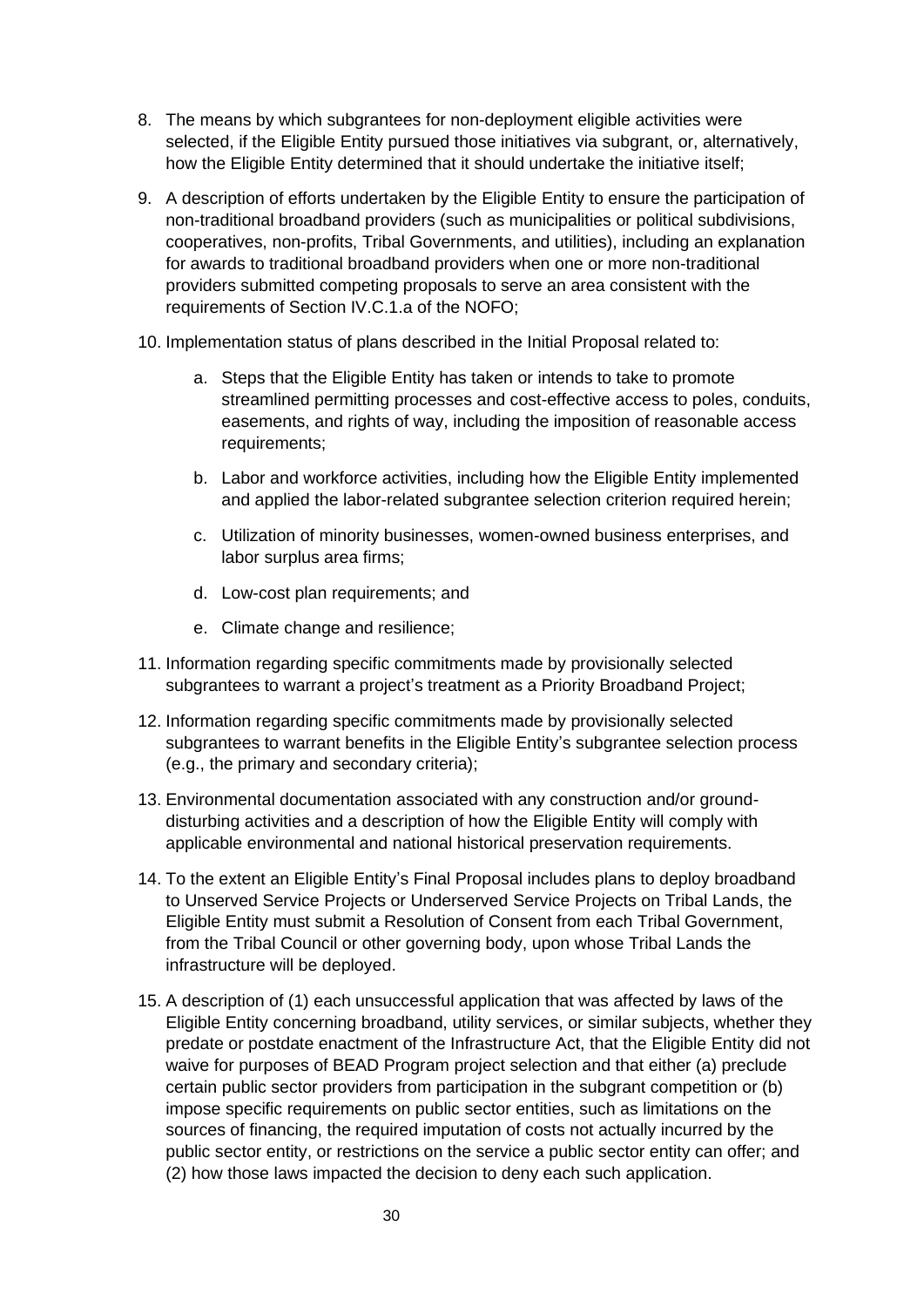8. The means by which subgrantees for non-deployment eligible activities were selected, if the Eligible Entity pursued those initiatives via subgrant, or, alternatively, how the Eligible Entity determined that it should undertake the initiative itself;

9. A description of efforts undertaken by the Eligible Entity to ensure the participation of non-traditional broadband providers (such as municipalities or political subdivisions, cooperatives, non-profits, Tribal Governments, and utilities), including an explanation for awards to traditional broadband providers when one or more non-traditional providers submitted competing proposals to serve an area consistent with the requirements of Section IV.C.1.a of the NOFO;

10. Implementation status of plans described in the Initial Proposal related to:

    a. Steps that the Eligible Entity has taken or intends to take to promote streamlined permitting processes and cost-effective access to poles, conduits, easements, and rights of way, including the imposition of reasonable access requirements;

    b. Labor and workforce activities, including how the Eligible Entity implemented and applied the labor-related subgrantee selection criterion required herein;

    c. Utilization of minority businesses, women-owned business enterprises, and labor surplus area firms;

    d. Low-cost plan requirements; and

    e. Climate change and resilience;

11. Information regarding specific commitments made by provisionally selected subgrantees to warrant a project's treatment as a Priority Broadband Project;

12. Information regarding specific commitments made by provisionally selected subgrantees to warrant benefits in the Eligible Entity's subgrantee selection process (e.g., the primary and secondary criteria);

13. Environmental documentation associated with any construction and/or ground-disturbing activities and a description of how the Eligible Entity will comply with applicable environmental and national historical preservation requirements.

14. To the extent an Eligible Entity's Final Proposal includes plans to deploy broadband to Unserved Service Projects or Underserved Service Projects on Tribal Lands, the Eligible Entity must submit a Resolution of Consent from each Tribal Government, from the Tribal Council or other governing body, upon whose Tribal Lands the infrastructure will be deployed.

15. A description of (1) each unsuccessful application that was affected by laws of the Eligible Entity concerning broadband, utility services, or similar subjects, whether they predate or postdate enactment of the Infrastructure Act, that the Eligible Entity did not waive for purposes of BEAD Program project selection and that either (a) preclude certain public sector providers from participation in the subgrant competition or (b) impose specific requirements on public sector entities, such as limitations on the sources of financing, the required imputation of costs not actually incurred by the public sector entity, or restrictions on the service a public sector entity can offer; and (2) how those laws impacted the decision to deny each such application.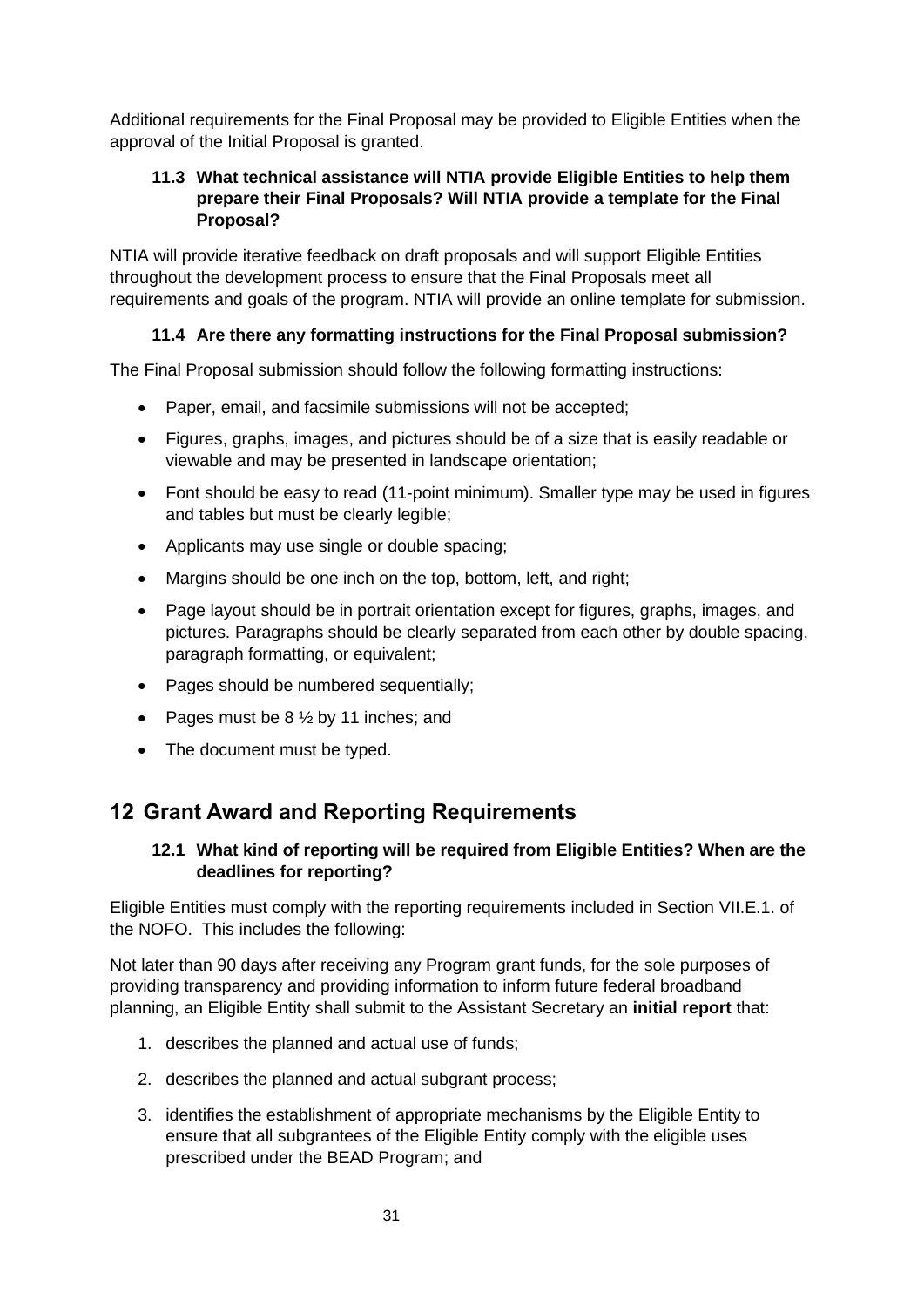Additional requirements for the Final Proposal may be provided to Eligible Entities when the approval of the Initial Proposal is granted.

### 11.3 What technical assistance will NTIA provide Eligible Entities to help them prepare their Final Proposals? Will NTIA provide a template for the Final Proposal?

NTIA will provide iterative feedback on draft proposals and will support Eligible Entities throughout the development process to ensure that the Final Proposals meet all requirements and goals of the program. NTIA will provide an online template for submission.

### 11.4 Are there any formatting instructions for the Final Proposal submission?

The Final Proposal submission should follow the following formatting instructions:

- Paper, email, and facsimile submissions will not be accepted;
- Figures, graphs, images, and pictures should be of a size that is easily readable or viewable and may be presented in landscape orientation;
- Font should be easy to read (11-point minimum). Smaller type may be used in figures and tables but must be clearly legible;
- Applicants may use single or double spacing;
- Margins should be one inch on the top, bottom, left, and right;
- Page layout should be in portrait orientation except for figures, graphs, images, and pictures. Paragraphs should be clearly separated from each other by double spacing, paragraph formatting, or equivalent;
- Pages should be numbered sequentially;
- Pages must be 8 ½ by 11 inches; and
- The document must be typed.

## 12 Grant Award and Reporting Requirements

### 12.1 What kind of reporting will be required from Eligible Entities? When are the deadlines for reporting?

Eligible Entities must comply with the reporting requirements included in Section VII.E.1. of the NOFO. This includes the following:

Not later than 90 days after receiving any Program grant funds, for the sole purposes of providing transparency and providing information to inform future federal broadband planning, an Eligible Entity shall submit to the Assistant Secretary an **initial report** that:

1. describes the planned and actual use of funds;
2. describes the planned and actual subgrant process;
3. identifies the establishment of appropriate mechanisms by the Eligible Entity to ensure that all subgrantees of the Eligible Entity comply with the eligible uses prescribed under the BEAD Program; and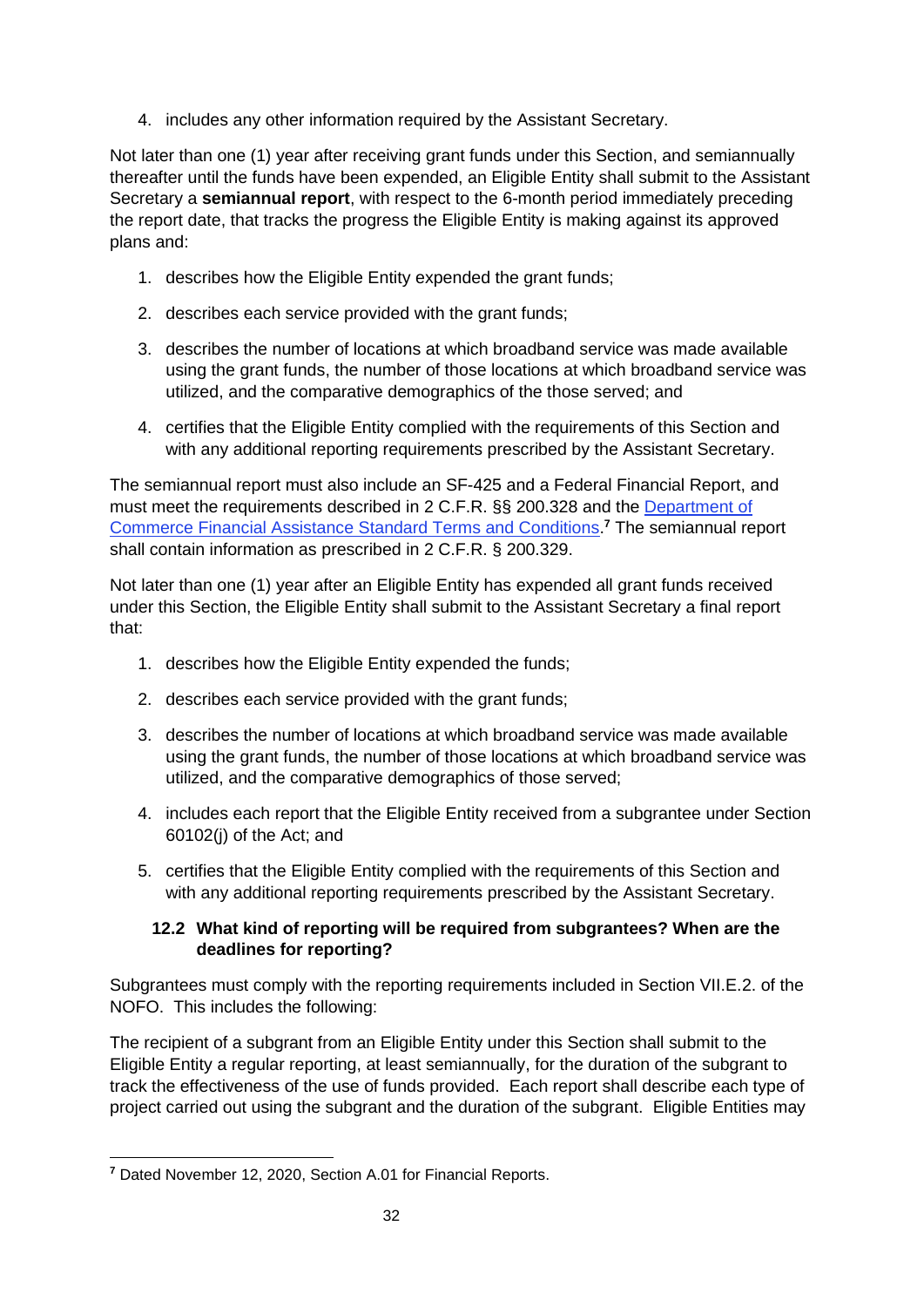4. includes any other information required by the Assistant Secretary.

Not later than one (1) year after receiving grant funds under this Section, and semiannually thereafter until the funds have been expended, an Eligible Entity shall submit to the Assistant Secretary a **semiannual report**, with respect to the 6-month period immediately preceding the report date, that tracks the progress the Eligible Entity is making against its approved plans and:

1. describes how the Eligible Entity expended the grant funds;
2. describes each service provided with the grant funds;
3. describes the number of locations at which broadband service was made available using the grant funds, the number of those locations at which broadband service was utilized, and the comparative demographics of the those served; and
4. certifies that the Eligible Entity complied with the requirements of this Section and with any additional reporting requirements prescribed by the Assistant Secretary.

The semiannual report must also include an SF-425 and a Federal Financial Report, and must meet the requirements described in 2 C.F.R. §§ 200.328 and the [Department of Commerce Financial Assistance Standard Terms and Conditions](). [7] The semiannual report shall contain information as prescribed in 2 C.F.R. § 200.329.

Not later than one (1) year after an Eligible Entity has expended all grant funds received under this Section, the Eligible Entity shall submit to the Assistant Secretary a final report that:

1. describes how the Eligible Entity expended the funds;
2. describes each service provided with the grant funds;
3. describes the number of locations at which broadband service was made available using the grant funds, the number of those locations at which broadband service was utilized, and the comparative demographics of those served;
4. includes each report that the Eligible Entity received from a subgrantee under Section 60102(j) of the Act; and
5. certifies that the Eligible Entity complied with the requirements of this Section and with any additional reporting requirements prescribed by the Assistant Secretary.

### 12.2 What kind of reporting will be required from subgrantees? When are the deadlines for reporting?

Subgrantees must comply with the reporting requirements included in Section VII.E.2. of the NOFO. This includes the following:

The recipient of a subgrant from an Eligible Entity under this Section shall submit to the Eligible Entity a regular reporting, at least semiannually, for the duration of the subgrant to track the effectiveness of the use of funds provided. Each report shall describe each type of project carried out using the subgrant and the duration of the subgrant. Eligible Entities may

---

[7] Dated November 12, 2020, Section A.01 for Financial Reports.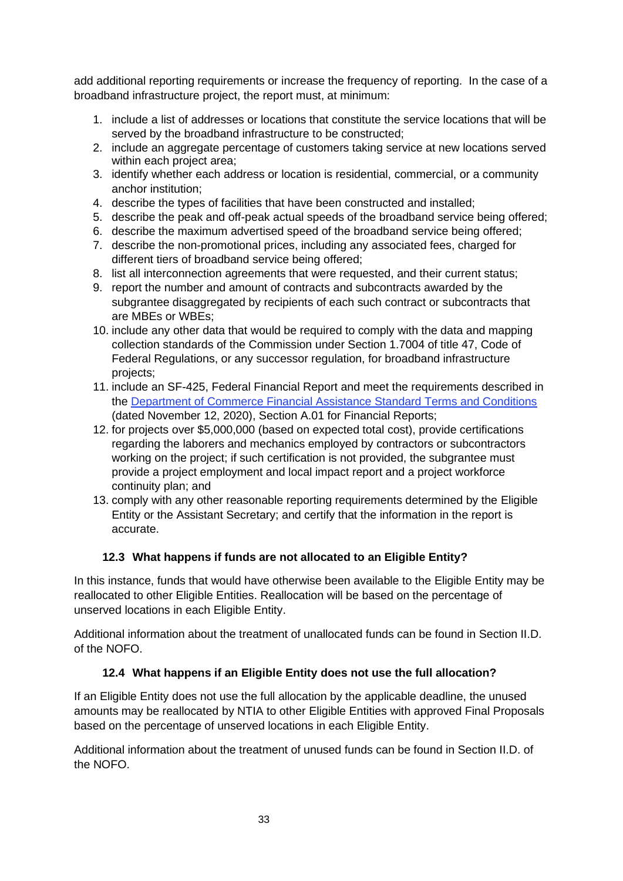add additional reporting requirements or increase the frequency of reporting. In the case of a broadband infrastructure project, the report must, at minimum:

1. include a list of addresses or locations that constitute the service locations that will be served by the broadband infrastructure to be constructed;
2. include an aggregate percentage of customers taking service at new locations served within each project area;
3. identify whether each address or location is residential, commercial, or a community anchor institution;
4. describe the types of facilities that have been constructed and installed;
5. describe the peak and off-peak actual speeds of the broadband service being offered;
6. describe the maximum advertised speed of the broadband service being offered;
7. describe the non-promotional prices, including any associated fees, charged for different tiers of broadband service being offered;
8. list all interconnection agreements that were requested, and their current status;
9. report the number and amount of contracts and subcontracts awarded by the subgrantee disaggregated by recipients of each such contract or subcontracts that are MBEs or WBEs;
10. include any other data that would be required to comply with the data and mapping collection standards of the Commission under Section 1.7004 of title 47, Code of Federal Regulations, or any successor regulation, for broadband infrastructure projects;
11. include an SF-425, Federal Financial Report and meet the requirements described in the [Department of Commerce Financial Assistance Standard Terms and Conditions]() (dated November 12, 2020), Section A.01 for Financial Reports;
12. for projects over $5,000,000 (based on expected total cost), provide certifications regarding the laborers and mechanics employed by contractors or subcontractors working on the project; if such certification is not provided, the subgrantee must provide a project employment and local impact report and a project workforce continuity plan; and
13. comply with any other reasonable reporting requirements determined by the Eligible Entity or the Assistant Secretary; and certify that the information in the report is accurate.

### 12.3 What happens if funds are not allocated to an Eligible Entity?

In this instance, funds that would have otherwise been available to the Eligible Entity may be reallocated to other Eligible Entities. Reallocation will be based on the percentage of unserved locations in each Eligible Entity.

Additional information about the treatment of unallocated funds can be found in Section II.D. of the NOFO.

### 12.4 What happens if an Eligible Entity does not use the full allocation?

If an Eligible Entity does not use the full allocation by the applicable deadline, the unused amounts may be reallocated by NTIA to other Eligible Entities with approved Final Proposals based on the percentage of unserved locations in each Eligible Entity.

Additional information about the treatment of unused funds can be found in Section II.D. of the NOFO.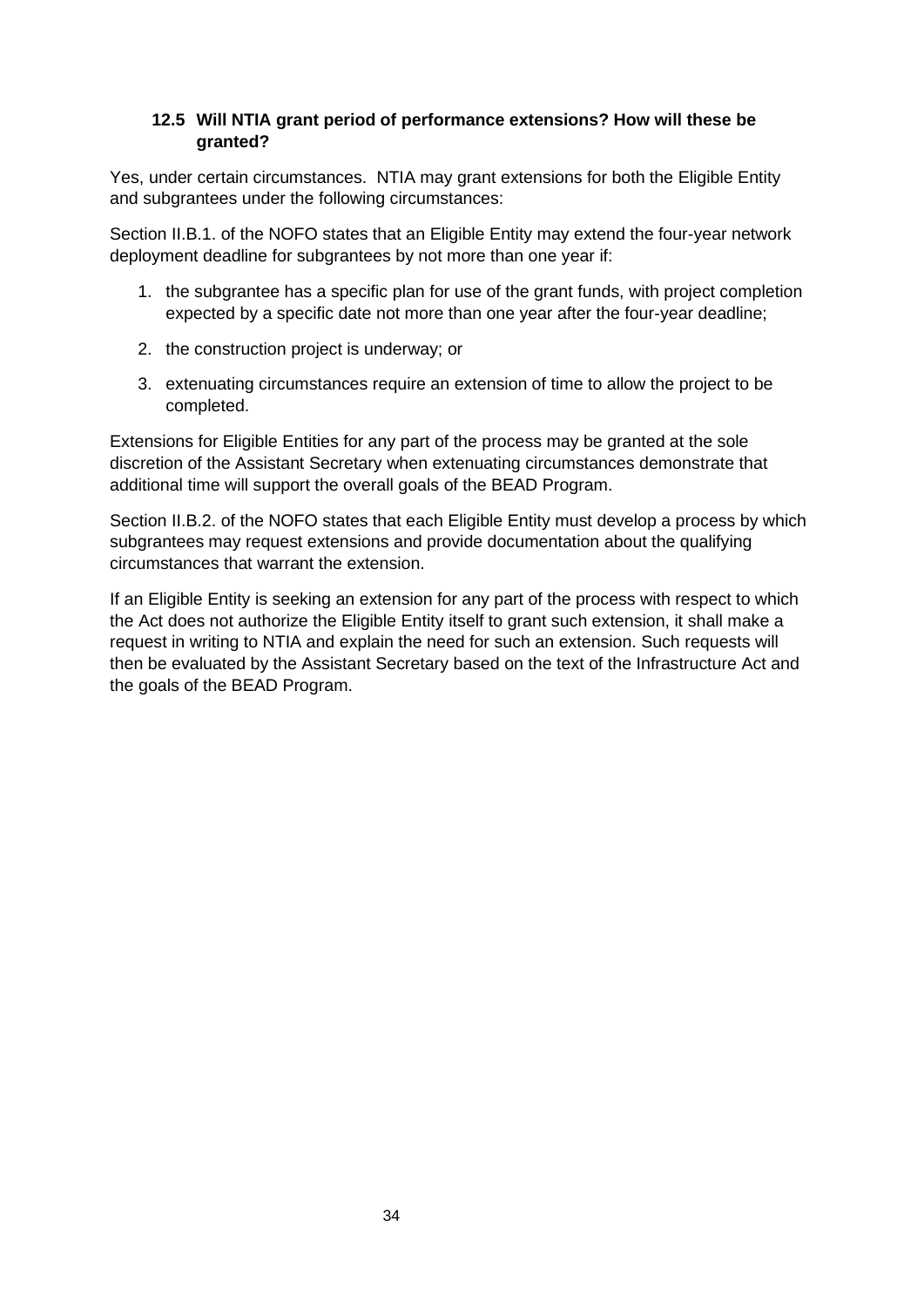### 12.5 Will NTIA grant period of performance extensions? How will these be granted?

Yes, under certain circumstances. NTIA may grant extensions for both the Eligible Entity and subgrantees under the following circumstances:

Section II.B.1. of the NOFO states that an Eligible Entity may extend the four-year network deployment deadline for subgrantees by not more than one year if:

1. the subgrantee has a specific plan for use of the grant funds, with project completion expected by a specific date not more than one year after the four-year deadline;
2. the construction project is underway; or
3. extenuating circumstances require an extension of time to allow the project to be completed.

Extensions for Eligible Entities for any part of the process may be granted at the sole discretion of the Assistant Secretary when extenuating circumstances demonstrate that additional time will support the overall goals of the BEAD Program.

Section II.B.2. of the NOFO states that each Eligible Entity must develop a process by which subgrantees may request extensions and provide documentation about the qualifying circumstances that warrant the extension.

If an Eligible Entity is seeking an extension for any part of the process with respect to which the Act does not authorize the Eligible Entity itself to grant such extension, it shall make a request in writing to NTIA and explain the need for such an extension. Such requests will then be evaluated by the Assistant Secretary based on the text of the Infrastructure Act and the goals of the BEAD Program.